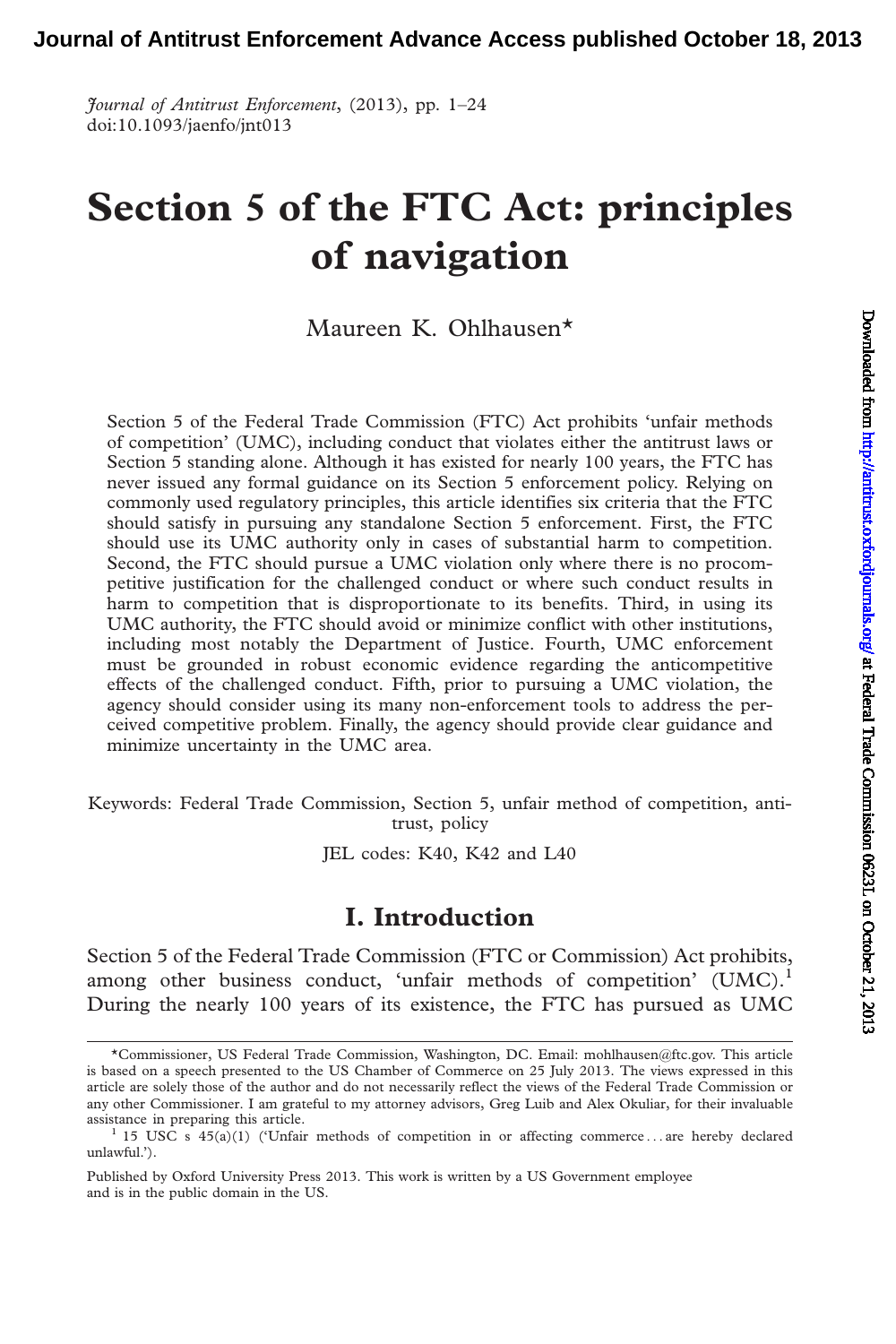# Section 5 of the FTC Act: principles of navigation

Maureen K. Ohlhausen*

Section 5 of the Federal Trade Commission (FTC) Act prohibits 'unfair methods of competition' (UMC), including conduct that violates either the antitrust laws or Section 5 standing alone. Although it has existed for nearly 100 years, the FTC has never issued any formal guidance on its Section 5 enforcement policy. Relying on commonly used regulatory principles, this article identifies six criteria that the FTC should satisfy in pursuing any standalone Section 5 enforcement. First, the FTC should use its UMC authority only in cases of substantial harm to competition. Second, the FTC should pursue a UMC violation only where there is no procompetitive justification for the challenged conduct or where such conduct results in harm to competition that is disproportionate to its benefits. Third, in using its UMC authority, the FTC should avoid or minimize conflict with other institutions, including most notably the Department of Justice. Fourth, UMC enforcement must be grounded in robust economic evidence regarding the anticompetitive effects of the challenged conduct. Fifth, prior to pursuing a UMC violation, the agency should consider using its many non-enforcement tools to address the perceived competitive problem. Finally, the agency should provide clear guidance and minimize uncertainty in the UMC area.

Keywords: Federal Trade Commission, Section 5, unfair method of competition, antitrust, policy

JEL codes: K40, K42 and L40

## I. Introduction

Section 5 of the Federal Trade Commission (FTC or Commission) Act prohibits, among other business conduct, 'unfair methods of competition' (UMC).[1] During the nearly 100 years of its existence, the FTC has pursued as UMC

---

*Commissioner, US Federal Trade Commission, Washington, DC. Email: mohlhausen@ftc.gov. This article is based on a speech presented to the US Chamber of Commerce on 25 July 2013. The views expressed in this article are solely those of the author and do not necessarily reflect the views of the Federal Trade Commission or any other Commissioner. I am grateful to my attorney advisors, Greg Luib and Alex Okuliar, for their invaluable assistance in preparing this article.

[1] 15 USC s 45(a)(1) ('Unfair methods of competition in or affecting commerce . . . are hereby declared unlawful.').

Published by Oxford University Press 2013. This work is written by a US Government employee and is in the public domain in the US.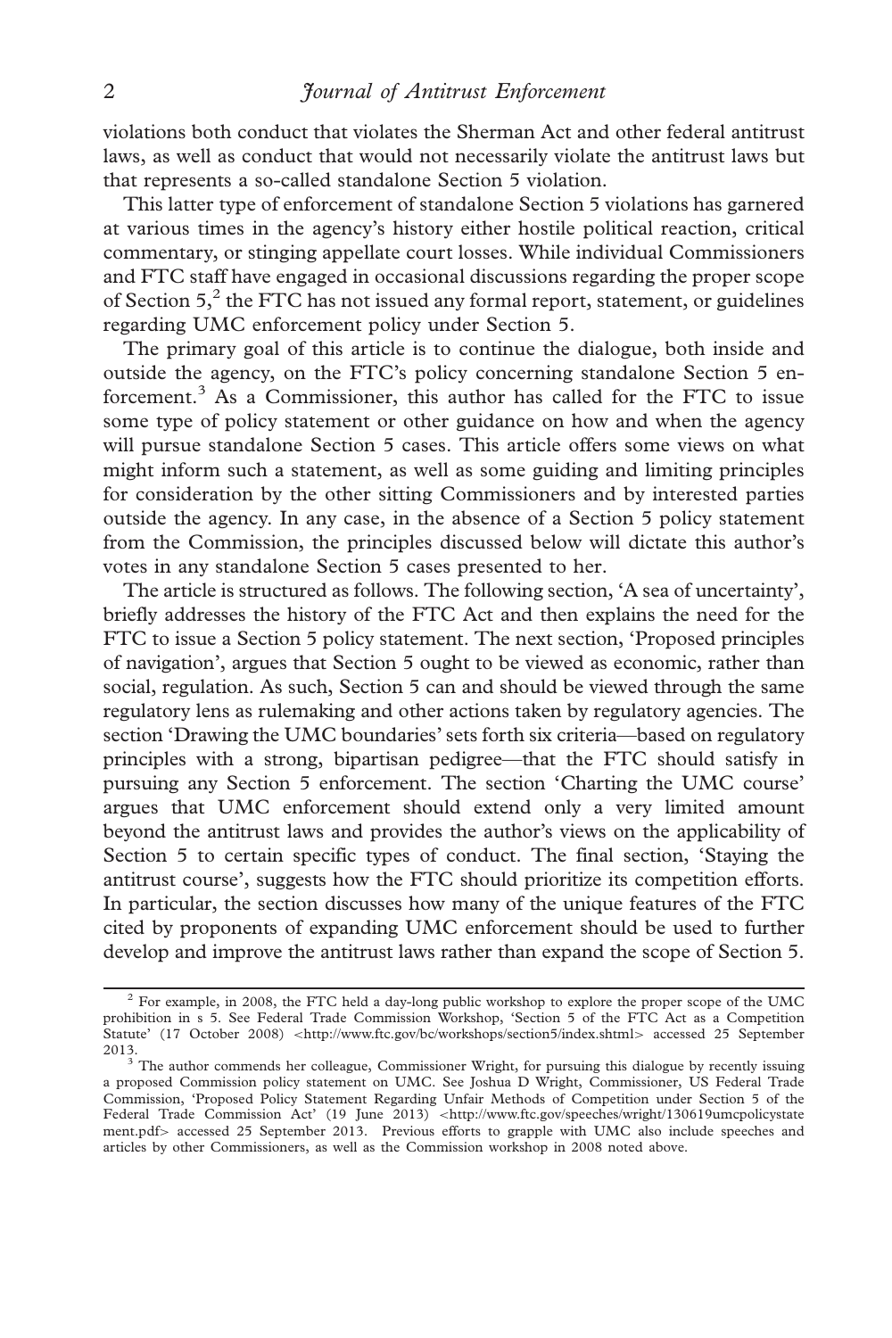violations both conduct that violates the Sherman Act and other federal antitrust laws, as well as conduct that would not necessarily violate the antitrust laws but that represents a so-called standalone Section 5 violation.

This latter type of enforcement of standalone Section 5 violations has garnered at various times in the agency's history either hostile political reaction, critical commentary, or stinging appellate court losses. While individual Commissioners and FTC staff have engaged in occasional discussions regarding the proper scope of Section 5,[2] the FTC has not issued any formal report, statement, or guidelines regarding UMC enforcement policy under Section 5.

The primary goal of this article is to continue the dialogue, both inside and outside the agency, on the FTC's policy concerning standalone Section 5 enforcement.[3] As a Commissioner, this author has called for the FTC to issue some type of policy statement or other guidance on how and when the agency will pursue standalone Section 5 cases. This article offers some views on what might inform such a statement, as well as some guiding and limiting principles for consideration by the other sitting Commissioners and by interested parties outside the agency. In any case, in the absence of a Section 5 policy statement from the Commission, the principles discussed below will dictate this author's votes in any standalone Section 5 cases presented to her.

The article is structured as follows. The following section, 'A sea of uncertainty', briefly addresses the history of the FTC Act and then explains the need for the FTC to issue a Section 5 policy statement. The next section, 'Proposed principles of navigation', argues that Section 5 ought to be viewed as economic, rather than social, regulation. As such, Section 5 can and should be viewed through the same regulatory lens as rulemaking and other actions taken by regulatory agencies. The section 'Drawing the UMC boundaries' sets forth six criteria—based on regulatory principles with a strong, bipartisan pedigree—that the FTC should satisfy in pursuing any Section 5 enforcement. The section 'Charting the UMC course' argues that UMC enforcement should extend only a very limited amount beyond the antitrust laws and provides the author's views on the applicability of Section 5 to certain specific types of conduct. The final section, 'Staying the antitrust course', suggests how the FTC should prioritize its competition efforts. In particular, the section discusses how many of the unique features of the FTC cited by proponents of expanding UMC enforcement should be used to further develop and improve the antitrust laws rather than expand the scope of Section 5.

---

[2] For example, in 2008, the FTC held a day-long public workshop to explore the proper scope of the UMC prohibition in s 5. See Federal Trade Commission Workshop, 'Section 5 of the FTC Act as a Competition Statute' (17 October 2008) <http://www.ftc.gov/bc/workshops/section5/index.shtml> accessed 25 September 2013.

[3] The author commends her colleague, Commissioner Wright, for pursuing this dialogue by recently issuing a proposed Commission policy statement on UMC. See Joshua D Wright, Commissioner, US Federal Trade Commission, 'Proposed Policy Statement Regarding Unfair Methods of Competition under Section 5 of the Federal Trade Commission Act' (19 June 2013) <http://www.ftc.gov/speeches/wright/130619umcpolicystatement.pdf> accessed 25 September 2013. Previous efforts to grapple with UMC also include speeches and articles by other Commissioners, as well as the Commission workshop in 2008 noted above.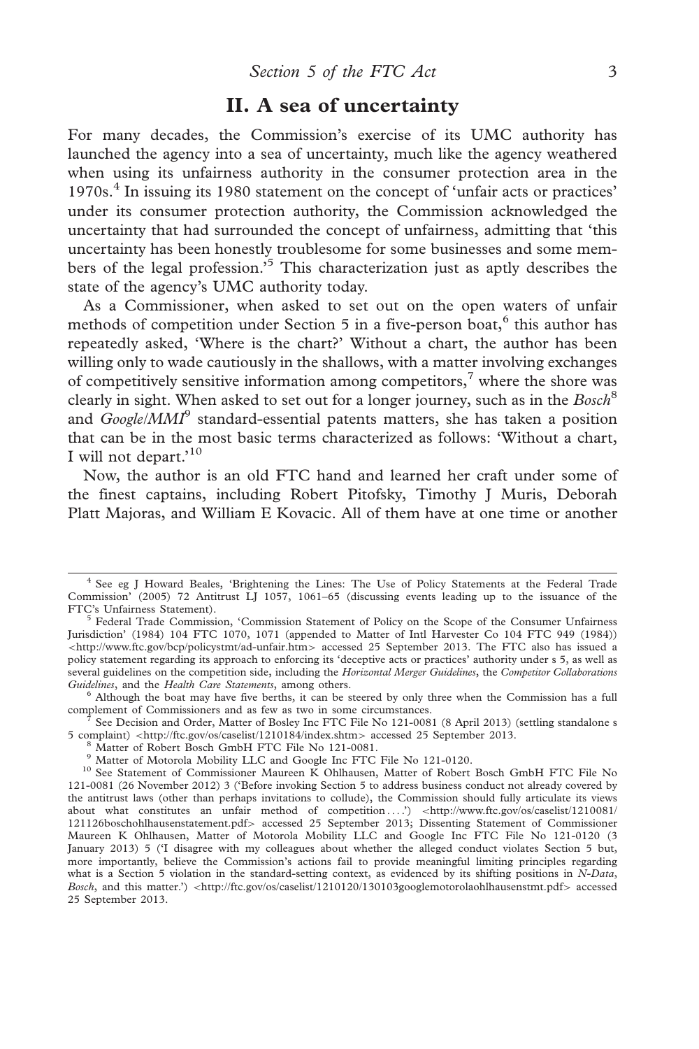## II. A sea of uncertainty

For many decades, the Commission's exercise of its UMC authority has launched the agency into a sea of uncertainty, much like the agency weathered when using its unfairness authority in the consumer protection area in the 1970s.[4] In issuing its 1980 statement on the concept of 'unfair acts or practices' under its consumer protection authority, the Commission acknowledged the uncertainty that had surrounded the concept of unfairness, admitting that 'this uncertainty has been honestly troublesome for some businesses and some members of the legal profession.'[5] This characterization just as aptly describes the state of the agency's UMC authority today.

As a Commissioner, when asked to set out on the open waters of unfair methods of competition under Section 5 in a five-person boat,[6] this author has repeatedly asked, 'Where is the chart?' Without a chart, the author has been willing only to wade cautiously in the shallows, with a matter involving exchanges of competitively sensitive information among competitors,[7] where the shore was clearly in sight. When asked to set out for a longer journey, such as in the *Bosch*[8] and *Google/MMI*[9] standard-essential patents matters, she has taken a position that can be in the most basic terms characterized as follows: 'Without a chart, I will not depart.'[10]

Now, the author is an old FTC hand and learned her craft under some of the finest captains, including Robert Pitofsky, Timothy J Muris, Deborah Platt Majoras, and William E Kovacic. All of them have at one time or another

---

[4] See eg J Howard Beales, 'Brightening the Lines: The Use of Policy Statements at the Federal Trade Commission' (2005) 72 Antitrust LJ 1057, 1061–65 (discussing events leading up to the issuance of the FTC's Unfairness Statement).

[5] Federal Trade Commission, 'Commission Statement of Policy on the Scope of the Consumer Unfairness Jurisdiction' (1984) 104 FTC 1070, 1071 (appended to Matter of Intl Harvester Co 104 FTC 949 (1984)) <http://www.ftc.gov/bcp/policystmt/ad-unfair.htm> accessed 25 September 2013. The FTC also has issued a policy statement regarding its approach to enforcing its 'deceptive acts or practices' authority under s 5, as well as several guidelines on the competition side, including the *Horizontal Merger Guidelines*, the *Competitor Collaborations Guidelines*, and the *Health Care Statements*, among others.

[6] Although the boat may have five berths, it can be steered by only three when the Commission has a full complement of Commissioners and as few as two in some circumstances.

[7] See Decision and Order, Matter of Bosley Inc FTC File No 121-0081 (8 April 2013) (settling standalone s 5 complaint) <http://ftc.gov/os/caselist/1210184/index.shtm> accessed 25 September 2013.

[8] Matter of Robert Bosch GmbH FTC File No 121-0081.

[9] Matter of Motorola Mobility LLC and Google Inc FTC File No 121-0120.

[10] See Statement of Commissioner Maureen K Ohlhausen, Matter of Robert Bosch GmbH FTC File No 121-0081 (26 November 2012) 3 ('Before invoking Section 5 to address business conduct not already covered by the antitrust laws (other than perhaps invitations to collude), the Commission should fully articulate its views about what constitutes an unfair method of competition . . . .') <http://www.ftc.gov/os/caselist/1210081/121126boschohlhausenstatement.pdf> accessed 25 September 2013; Dissenting Statement of Commissioner Maureen K Ohlhausen, Matter of Motorola Mobility LLC and Google Inc FTC File No 121-0120 (3 January 2013) 5 ('I disagree with my colleagues about whether the alleged conduct violates Section 5 but, more importantly, believe the Commission's actions fail to provide meaningful limiting principles regarding what is a Section 5 violation in the standard-setting context, as evidenced by its shifting positions in *N-Data*, *Bosch*, and this matter.') <http://ftc.gov/os/caselist/1210120/130103googlemotorolaohlhausenstmt.pdf> accessed 25 September 2013.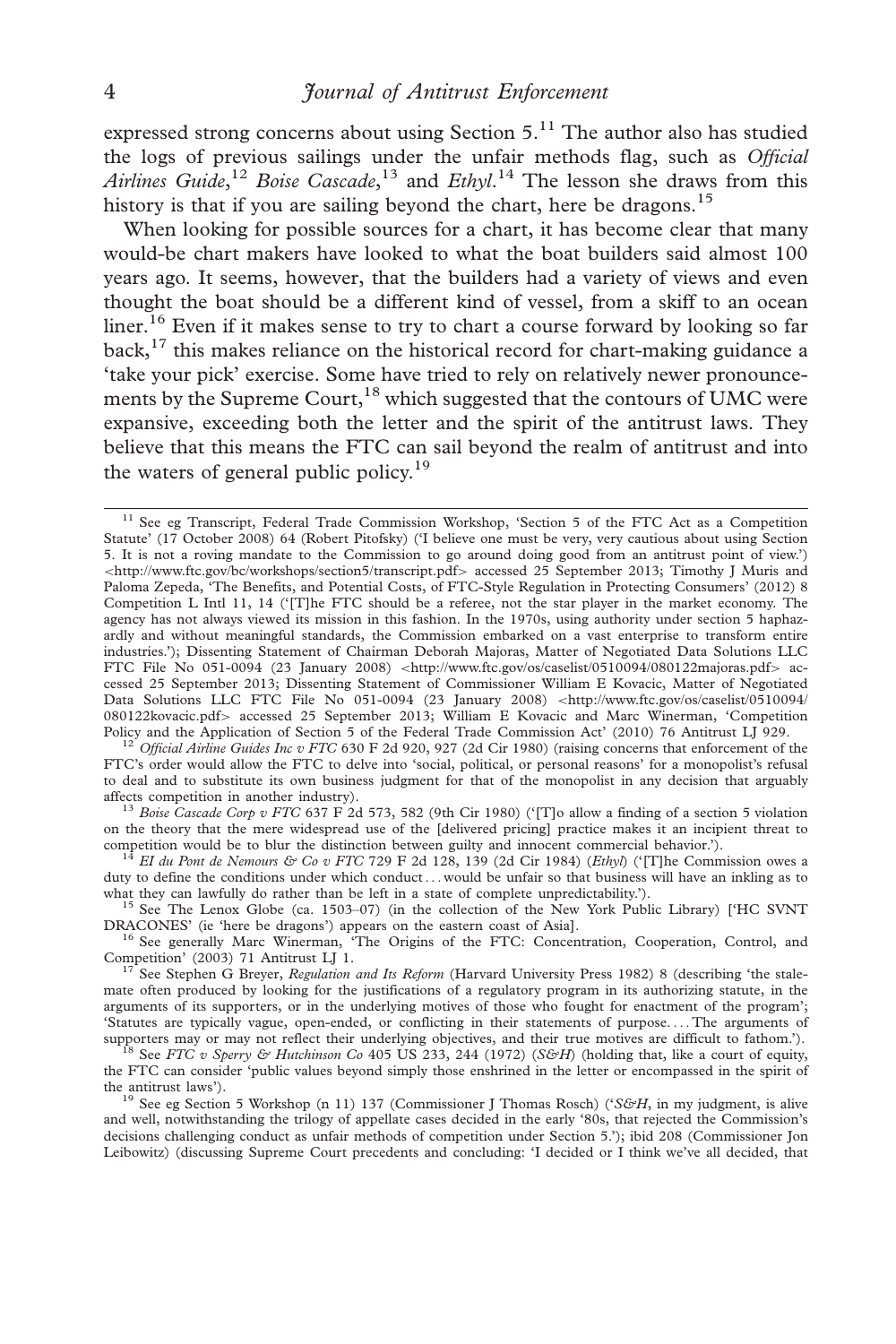expressed strong concerns about using Section 5.[11] The author also has studied the logs of previous sailings under the unfair methods flag, such as *Official Airlines Guide*,[12] *Boise Cascade*,[13] and *Ethyl*.[14] The lesson she draws from this history is that if you are sailing beyond the chart, here be dragons.[15]

When looking for possible sources for a chart, it has become clear that many would-be chart makers have looked to what the boat builders said almost 100 years ago. It seems, however, that the builders had a variety of views and even thought the boat should be a different kind of vessel, from a skiff to an ocean liner.[16] Even if it makes sense to try to chart a course forward by looking so far back,[17] this makes reliance on the historical record for chart-making guidance a 'take your pick' exercise. Some have tried to rely on relatively newer pronouncements by the Supreme Court,[18] which suggested that the contours of UMC were expansive, exceeding both the letter and the spirit of the antitrust laws. They believe that this means the FTC can sail beyond the realm of antitrust and into the waters of general public policy.[19]

---

[11] See eg Transcript, Federal Trade Commission Workshop, 'Section 5 of the FTC Act as a Competition Statute' (17 October 2008) 64 (Robert Pitofsky) ('I believe one must be very, very cautious about using Section 5. It is not a roving mandate to the Commission to go around doing good from an antitrust point of view.') <http://www.ftc.gov/bc/workshops/section5/transcript.pdf> accessed 25 September 2013; Timothy J Muris and Paloma Zepeda, 'The Benefits, and Potential Costs, of FTC-Style Regulation in Protecting Consumers' (2012) 8 Competition L Intl 11, 14 ('[T]he FTC should be a referee, not the star player in the market economy. The agency has not always viewed its mission in this fashion. In the 1970s, using authority under section 5 haphazardly and without meaningful standards, the Commission embarked on a vast enterprise to transform entire industries.'); Dissenting Statement of Chairman Deborah Majoras, Matter of Negotiated Data Solutions LLC FTC File No 051-0094 (23 January 2008) <http://www.ftc.gov/os/caselist/0510094/080122majoras.pdf> accessed 25 September 2013; Dissenting Statement of Commissioner William E Kovacic, Matter of Negotiated Data Solutions LLC FTC File No 051-0094 (23 January 2008) <http://www.ftc.gov/os/caselist/0510094/080122kovacic.pdf> accessed 25 September 2013; William E Kovacic and Marc Winerman, 'Competition Policy and the Application of Section 5 of the Federal Trade Commission Act' (2010) 76 Antitrust LJ 929.

[12] *Official Airline Guides Inc v FTC* 630 F 2d 920, 927 (2d Cir 1980) (raising concerns that enforcement of the FTC's order would allow the FTC to delve into 'social, political, or personal reasons' for a monopolist's refusal to deal and to substitute its own business judgment for that of the monopolist in any decision that arguably affects competition in another industry).

[13] *Boise Cascade Corp v FTC* 637 F 2d 573, 582 (9th Cir 1980) ('[T]o allow a finding of a section 5 violation on the theory that the mere widespread use of the [delivered pricing] practice makes it an incipient threat to competition would be to blur the distinction between guilty and innocent commercial behavior.').

[14] *EI du Pont de Nemours & Co v FTC* 729 F 2d 128, 139 (2d Cir 1984) (*Ethyl*) ('[T]he Commission owes a duty to define the conditions under which conduct . . . would be unfair so that business will have an inkling as to what they can lawfully do rather than be left in a state of complete unpredictability.').

[15] See The Lenox Globe (ca. 1503–07) (in the collection of the New York Public Library) ['HC SVNT DRACONES' (ie 'here be dragons') appears on the eastern coast of Asia].

[16] See generally Marc Winerman, 'The Origins of the FTC: Concentration, Cooperation, Control, and Competition' (2003) 71 Antitrust LJ 1.

[17] See Stephen G Breyer, *Regulation and Its Reform* (Harvard University Press 1982) 8 (describing 'the stalemate often produced by looking for the justifications of a regulatory program in its authorizing statute, in the arguments of its supporters, or in the underlying motives of those who fought for enactment of the program'; 'Statutes are typically vague, open-ended, or conflicting in their statements of purpose. . . . The arguments of supporters may or may not reflect their underlying objectives, and their true motives are difficult to fathom.').

[18] See *FTC v Sperry & Hutchinson Co* 405 US 233, 244 (1972) (*S&H*) (holding that, like a court of equity, the FTC can consider 'public values beyond simply those enshrined in the letter or encompassed in the spirit of the antitrust laws').

[19] See eg Section 5 Workshop (n 11) 137 (Commissioner J Thomas Rosch) ('*S&H*, in my judgment, is alive and well, notwithstanding the trilogy of appellate cases decided in the early '80s, that rejected the Commission's decisions challenging conduct as unfair methods of competition under Section 5.'); ibid 208 (Commissioner Jon Leibowitz) (discussing Supreme Court precedents and concluding: 'I decided or I think we've all decided, that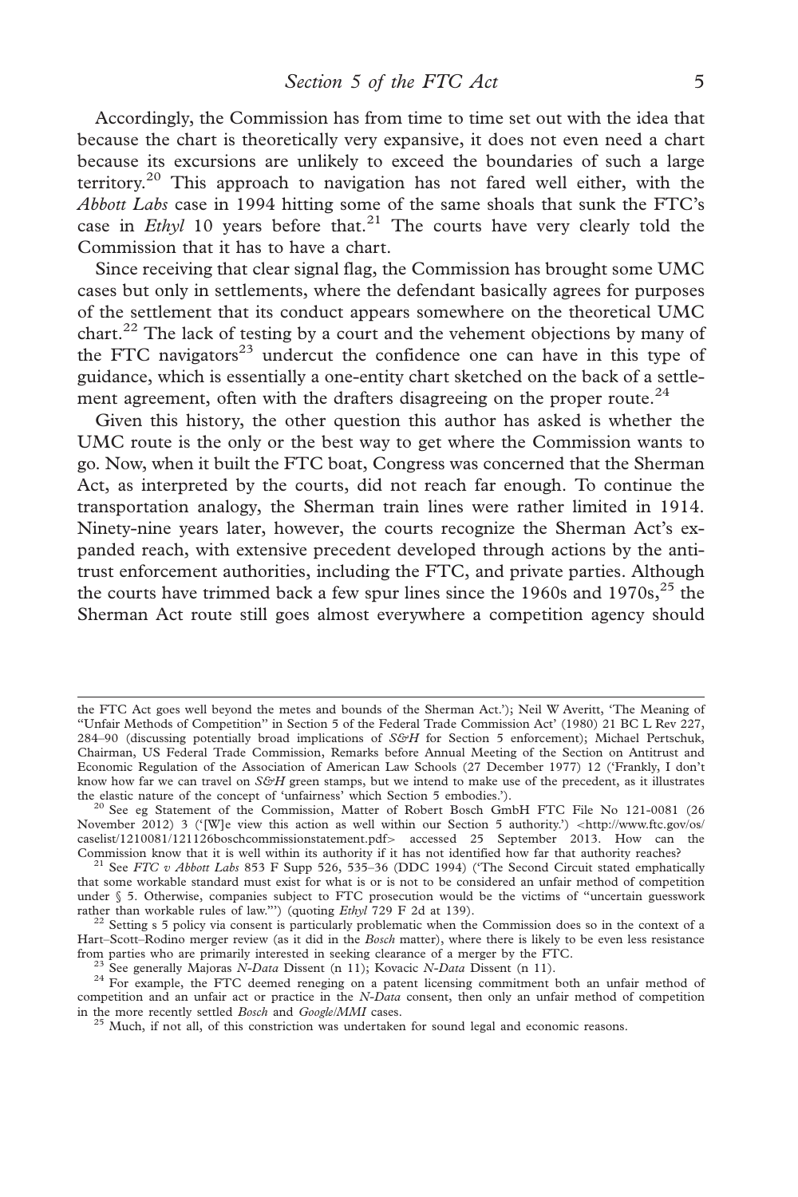Accordingly, the Commission has from time to time set out with the idea that because the chart is theoretically very expansive, it does not even need a chart because its excursions are unlikely to exceed the boundaries of such a large territory.[20] This approach to navigation has not fared well either, with the *Abbott Labs* case in 1994 hitting some of the same shoals that sunk the FTC's case in *Ethyl* 10 years before that.[21] The courts have very clearly told the Commission that it has to have a chart.

Since receiving that clear signal flag, the Commission has brought some UMC cases but only in settlements, where the defendant basically agrees for purposes of the settlement that its conduct appears somewhere on the theoretical UMC chart.[22] The lack of testing by a court and the vehement objections by many of the FTC navigators[23] undercut the confidence one can have in this type of guidance, which is essentially a one-entity chart sketched on the back of a settlement agreement, often with the drafters disagreeing on the proper route.[24]

Given this history, the other question this author has asked is whether the UMC route is the only or the best way to get where the Commission wants to go. Now, when it built the FTC boat, Congress was concerned that the Sherman Act, as interpreted by the courts, did not reach far enough. To continue the transportation analogy, the Sherman train lines were rather limited in 1914. Ninety-nine years later, however, the courts recognize the Sherman Act's expanded reach, with extensive precedent developed through actions by the antitrust enforcement authorities, including the FTC, and private parties. Although the courts have trimmed back a few spur lines since the 1960s and 1970s,[25] the Sherman Act route still goes almost everywhere a competition agency should

---

the FTC Act goes well beyond the metes and bounds of the Sherman Act.'); Neil W Averitt, 'The Meaning of "Unfair Methods of Competition" in Section 5 of the Federal Trade Commission Act' (1980) 21 BC L Rev 227, 284–90 (discussing potentially broad implications of *S&H* for Section 5 enforcement); Michael Pertschuk, Chairman, US Federal Trade Commission, Remarks before Annual Meeting of the Section on Antitrust and Economic Regulation of the Association of American Law Schools (27 December 1977) 12 ('Frankly, I don't know how far we can travel on *S&H* green stamps, but we intend to make use of the precedent, as it illustrates the elastic nature of the concept of 'unfairness' which Section 5 embodies.').

[20] See eg Statement of the Commission, Matter of Robert Bosch GmbH FTC File No 121-0081 (26 November 2012) 3 ('[W]e view this action as well within our Section 5 authority.') <http://www.ftc.gov/os/caselist/1210081/121126boschcommissionstatement.pdf> accessed 25 September 2013. How can the Commission know that it is well within its authority if it has not identified how far that authority reaches?

[21] See *FTC v Abbott Labs* 853 F Supp 526, 535–36 (DDC 1994) ('The Second Circuit stated emphatically that some workable standard must exist for what is or is not to be considered an unfair method of competition under § 5. Otherwise, companies subject to FTC prosecution would be the victims of "uncertain guesswork rather than workable rules of law."') (quoting *Ethyl* 729 F 2d at 139).

[22] Setting s 5 policy via consent is particularly problematic when the Commission does so in the context of a Hart–Scott–Rodino merger review (as it did in the *Bosch* matter), where there is likely to be even less resistance from parties who are primarily interested in seeking clearance of a merger by the FTC.

[23] See generally Majoras *N-Data* Dissent (n 11); Kovacic *N-Data* Dissent (n 11).

[24] For example, the FTC deemed reneging on a patent licensing commitment both an unfair method of competition and an unfair act or practice in the *N-Data* consent, then only an unfair method of competition in the more recently settled *Bosch* and *Google/MMI* cases.

[25] Much, if not all, of this constriction was undertaken for sound legal and economic reasons.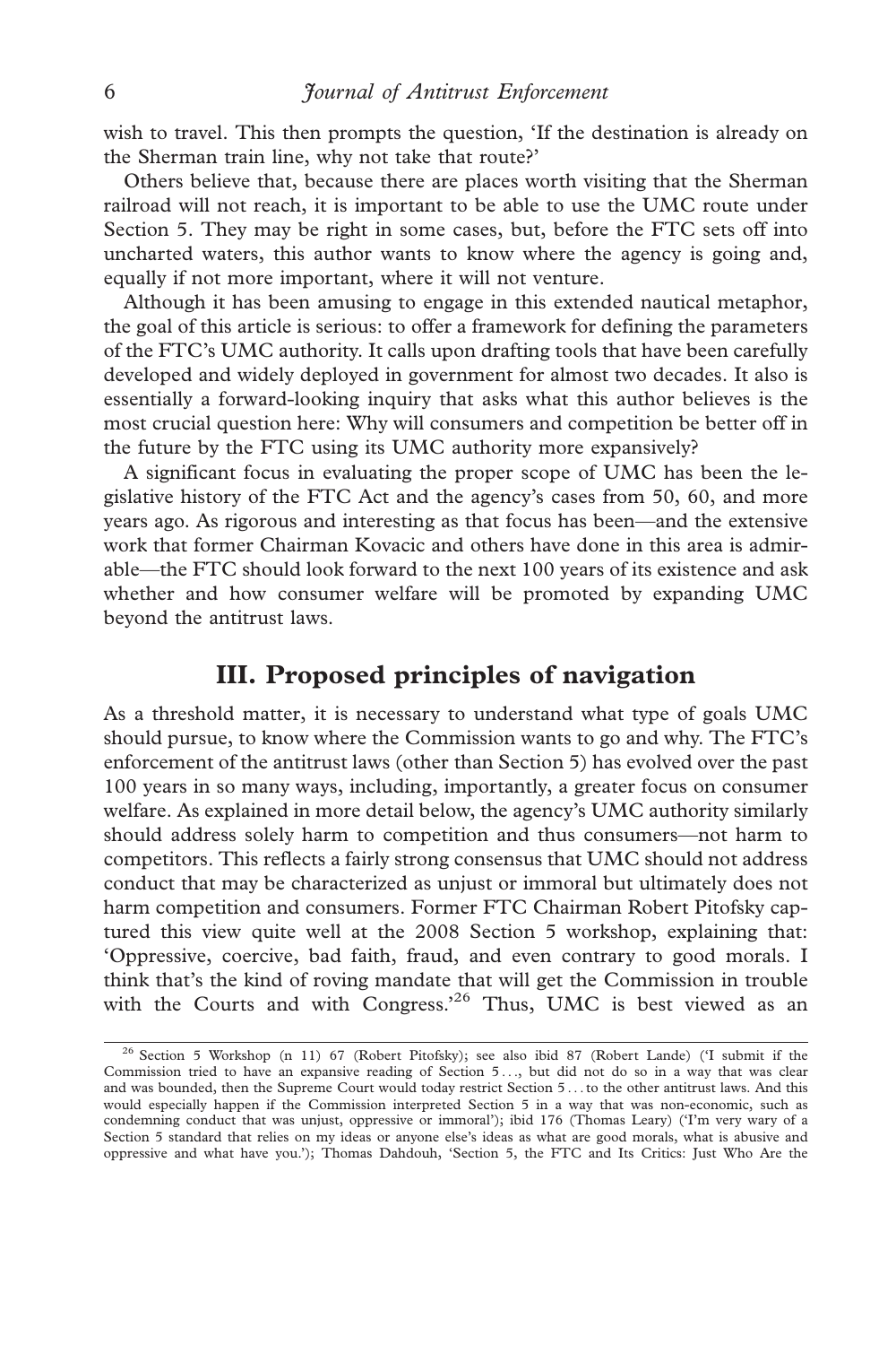wish to travel. This then prompts the question, 'If the destination is already on the Sherman train line, why not take that route?'

Others believe that, because there are places worth visiting that the Sherman railroad will not reach, it is important to be able to use the UMC route under Section 5. They may be right in some cases, but, before the FTC sets off into uncharted waters, this author wants to know where the agency is going and, equally if not more important, where it will not venture.

Although it has been amusing to engage in this extended nautical metaphor, the goal of this article is serious: to offer a framework for defining the parameters of the FTC's UMC authority. It calls upon drafting tools that have been carefully developed and widely deployed in government for almost two decades. It also is essentially a forward-looking inquiry that asks what this author believes is the most crucial question here: Why will consumers and competition be better off in the future by the FTC using its UMC authority more expansively?

A significant focus in evaluating the proper scope of UMC has been the legislative history of the FTC Act and the agency's cases from 50, 60, and more years ago. As rigorous and interesting as that focus has been—and the extensive work that former Chairman Kovacic and others have done in this area is admirable—the FTC should look forward to the next 100 years of its existence and ask whether and how consumer welfare will be promoted by expanding UMC beyond the antitrust laws.

## III. Proposed principles of navigation

As a threshold matter, it is necessary to understand what type of goals UMC should pursue, to know where the Commission wants to go and why. The FTC's enforcement of the antitrust laws (other than Section 5) has evolved over the past 100 years in so many ways, including, importantly, a greater focus on consumer welfare. As explained in more detail below, the agency's UMC authority similarly should address solely harm to competition and thus consumers—not harm to competitors. This reflects a fairly strong consensus that UMC should not address conduct that may be characterized as unjust or immoral but ultimately does not harm competition and consumers. Former FTC Chairman Robert Pitofsky captured this view quite well at the 2008 Section 5 workshop, explaining that: 'Oppressive, coercive, bad faith, fraud, and even contrary to good morals. I think that's the kind of roving mandate that will get the Commission in trouble with the Courts and with Congress.'[26] Thus, UMC is best viewed as an

[26] Section 5 Workshop (n 11) 67 (Robert Pitofsky); see also ibid 87 (Robert Lande) ('I submit if the Commission tried to have an expansive reading of Section 5 . . ., but did not do so in a way that was clear and was bounded, then the Supreme Court would today restrict Section 5 . . . to the other antitrust laws. And this would especially happen if the Commission interpreted Section 5 in a way that was non-economic, such as condemning conduct that was unjust, oppressive or immoral'); ibid 176 (Thomas Leary) ('I'm very wary of a Section 5 standard that relies on my ideas or anyone else's ideas as what are good morals, what is abusive and oppressive and what have you.'); Thomas Dahdouh, 'Section 5, the FTC and Its Critics: Just Who Are the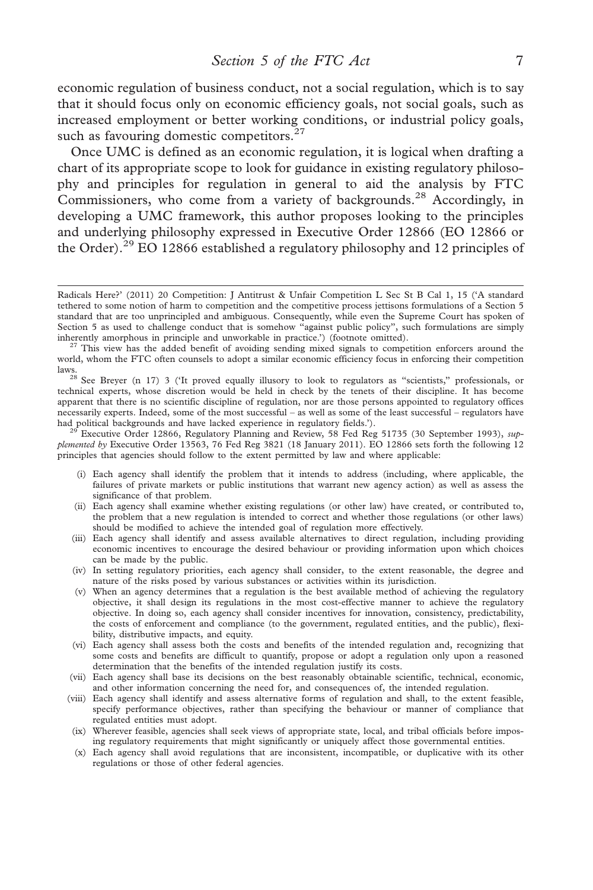economic regulation of business conduct, not a social regulation, which is to say that it should focus only on economic efficiency goals, not social goals, such as increased employment or better working conditions, or industrial policy goals, such as favouring domestic competitors.[27]

Once UMC is defined as an economic regulation, it is logical when drafting a chart of its appropriate scope to look for guidance in existing regulatory philosophy and principles for regulation in general to aid the analysis by FTC Commissioners, who come from a variety of backgrounds.[28] Accordingly, in developing a UMC framework, this author proposes looking to the principles and underlying philosophy expressed in Executive Order 12866 (EO 12866 or the Order).[29] EO 12866 established a regulatory philosophy and 12 principles of

---

Radicals Here?' (2011) 20 Competition: J Antitrust & Unfair Competition L Sec St B Cal 1, 15 ('A standard tethered to some notion of harm to competition and the competitive process jettisons formulations of a Section 5 standard that are too unprincipled and ambiguous. Consequently, while even the Supreme Court has spoken of Section 5 as used to challenge conduct that is somehow "against public policy", such formulations are simply inherently amorphous in principle and unworkable in practice.') (footnote omitted).

[27] This view has the added benefit of avoiding sending mixed signals to competition enforcers around the world, whom the FTC often counsels to adopt a similar economic efficiency focus in enforcing their competition laws.

[28] See Breyer (n 17) 3 ('It proved equally illusory to look to regulators as "scientists," professionals, or technical experts, whose discretion would be held in check by the tenets of their discipline. It has become apparent that there is no scientific discipline of regulation, nor are those persons appointed to regulatory offices necessarily experts. Indeed, some of the most successful – as well as some of the least successful – regulators have had political backgrounds and have lacked experience in regulatory fields.').

[29] Executive Order 12866, Regulatory Planning and Review, 58 Fed Reg 51735 (30 September 1993), *supplemented by* Executive Order 13563, 76 Fed Reg 3821 (18 January 2011). EO 12866 sets forth the following 12 principles that agencies should follow to the extent permitted by law and where applicable:

(i) Each agency shall identify the problem that it intends to address (including, where applicable, the failures of private markets or public institutions that warrant new agency action) as well as assess the significance of that problem.

(ii) Each agency shall examine whether existing regulations (or other law) have created, or contributed to, the problem that a new regulation is intended to correct and whether those regulations (or other laws) should be modified to achieve the intended goal of regulation more effectively.

(iii) Each agency shall identify and assess available alternatives to direct regulation, including providing economic incentives to encourage the desired behaviour or providing information upon which choices can be made by the public.

(iv) In setting regulatory priorities, each agency shall consider, to the extent reasonable, the degree and nature of the risks posed by various substances or activities within its jurisdiction.

(v) When an agency determines that a regulation is the best available method of achieving the regulatory objective, it shall design its regulations in the most cost-effective manner to achieve the regulatory objective. In doing so, each agency shall consider incentives for innovation, consistency, predictability, the costs of enforcement and compliance (to the government, regulated entities, and the public), flexibility, distributive impacts, and equity.

(vi) Each agency shall assess both the costs and benefits of the intended regulation and, recognizing that some costs and benefits are difficult to quantify, propose or adopt a regulation only upon a reasoned determination that the benefits of the intended regulation justify its costs.

(vii) Each agency shall base its decisions on the best reasonably obtainable scientific, technical, economic, and other information concerning the need for, and consequences of, the intended regulation.

(viii) Each agency shall identify and assess alternative forms of regulation and shall, to the extent feasible, specify performance objectives, rather than specifying the behaviour or manner of compliance that regulated entities must adopt.

(ix) Wherever feasible, agencies shall seek views of appropriate state, local, and tribal officials before imposing regulatory requirements that might significantly or uniquely affect those governmental entities.

(x) Each agency shall avoid regulations that are inconsistent, incompatible, or duplicative with its other regulations or those of other federal agencies.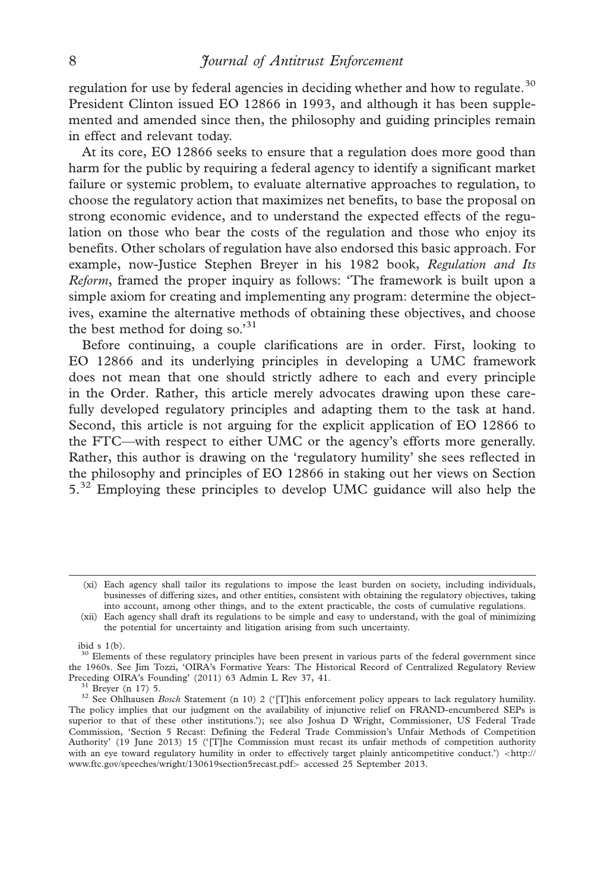regulation for use by federal agencies in deciding whether and how to regulate.[30] President Clinton issued EO 12866 in 1993, and although it has been supplemented and amended since then, the philosophy and guiding principles remain in effect and relevant today.

At its core, EO 12866 seeks to ensure that a regulation does more good than harm for the public by requiring a federal agency to identify a significant market failure or systemic problem, to evaluate alternative approaches to regulation, to choose the regulatory action that maximizes net benefits, to base the proposal on strong economic evidence, and to understand the expected effects of the regulation on those who bear the costs of the regulation and those who enjoy its benefits. Other scholars of regulation have also endorsed this basic approach. For example, now-Justice Stephen Breyer in his 1982 book, *Regulation and Its Reform*, framed the proper inquiry as follows: 'The framework is built upon a simple axiom for creating and implementing any program: determine the objectives, examine the alternative methods of obtaining these objectives, and choose the best method for doing so.'[31]

Before continuing, a couple clarifications are in order. First, looking to EO 12866 and its underlying principles in developing a UMC framework does not mean that one should strictly adhere to each and every principle in the Order. Rather, this article merely advocates drawing upon these carefully developed regulatory principles and adapting them to the task at hand. Second, this article is not arguing for the explicit application of EO 12866 to the FTC—with respect to either UMC or the agency's efforts more generally. Rather, this author is drawing on the 'regulatory humility' she sees reflected in the philosophy and principles of EO 12866 in staking out her views on Section 5.[32] Employing these principles to develop UMC guidance will also help the

---

(xi) Each agency shall tailor its regulations to impose the least burden on society, including individuals, businesses of differing sizes, and other entities, consistent with obtaining the regulatory objectives, taking into account, among other things, and to the extent practicable, the costs of cumulative regulations.

(xii) Each agency shall draft its regulations to be simple and easy to understand, with the goal of minimizing the potential for uncertainty and litigation arising from such uncertainty.

ibid s 1(b).

[30] Elements of these regulatory principles have been present in various parts of the federal government since the 1960s. See Jim Tozzi, 'OIRA's Formative Years: The Historical Record of Centralized Regulatory Review Preceding OIRA's Founding' (2011) 63 Admin L Rev 37, 41.

[31] Breyer (n 17) 5.

[32] See Ohlhausen *Bosch* Statement (n 10) 2 ('[T]his enforcement policy appears to lack regulatory humility. The policy implies that our judgment on the availability of injunctive relief on FRAND-encumbered SEPs is superior to that of these other institutions.'); see also Joshua D Wright, Commissioner, US Federal Trade Commission, 'Section 5 Recast: Defining the Federal Trade Commission's Unfair Methods of Competition Authority' (19 June 2013) 15 ('[T]he Commission must recast its unfair methods of competition authority with an eye toward regulatory humility in order to effectively target plainly anticompetitive conduct.') <http://www.ftc.gov/speeches/wright/130619section5recast.pdf> accessed 25 September 2013.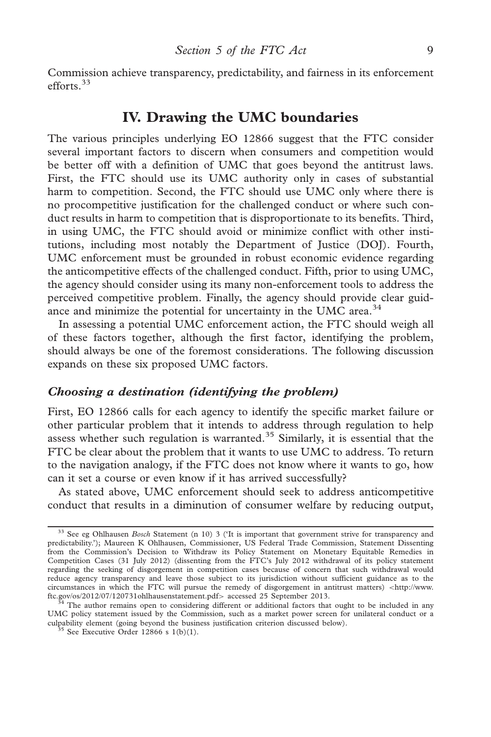Commission achieve transparency, predictability, and fairness in its enforcement efforts.[33]

## IV. Drawing the UMC boundaries

The various principles underlying EO 12866 suggest that the FTC consider several important factors to discern when consumers and competition would be better off with a definition of UMC that goes beyond the antitrust laws. First, the FTC should use its UMC authority only in cases of substantial harm to competition. Second, the FTC should use UMC only where there is no procompetitive justification for the challenged conduct or where such conduct results in harm to competition that is disproportionate to its benefits. Third, in using UMC, the FTC should avoid or minimize conflict with other institutions, including most notably the Department of Justice (DOJ). Fourth, UMC enforcement must be grounded in robust economic evidence regarding the anticompetitive effects of the challenged conduct. Fifth, prior to using UMC, the agency should consider using its many non-enforcement tools to address the perceived competitive problem. Finally, the agency should provide clear guidance and minimize the potential for uncertainty in the UMC area.[34]

In assessing a potential UMC enforcement action, the FTC should weigh all of these factors together, although the first factor, identifying the problem, should always be one of the foremost considerations. The following discussion expands on these six proposed UMC factors.

### *Choosing a destination (identifying the problem)*

First, EO 12866 calls for each agency to identify the specific market failure or other particular problem that it intends to address through regulation to help assess whether such regulation is warranted.[35] Similarly, it is essential that the FTC be clear about the problem that it wants to use UMC to address. To return to the navigation analogy, if the FTC does not know where it wants to go, how can it set a course or even know if it has arrived successfully?

As stated above, UMC enforcement should seek to address anticompetitive conduct that results in a diminution of consumer welfare by reducing output,

---

[33] See eg Ohlhausen *Bosch* Statement (n 10) 3 ('It is important that government strive for transparency and predictability.'); Maureen K Ohlhausen, Commissioner, US Federal Trade Commission, Statement Dissenting from the Commission's Decision to Withdraw its Policy Statement on Monetary Equitable Remedies in Competition Cases (31 July 2012) (dissenting from the FTC's July 2012 withdrawal of its policy statement regarding the seeking of disgorgement in competition cases because of concern that such withdrawal would reduce agency transparency and leave those subject to its jurisdiction without sufficient guidance as to the circumstances in which the FTC will pursue the remedy of disgorgement in antitrust matters) <http://www.ftc.gov/os/2012/07/120731ohlhausenstatement.pdf> accessed 25 September 2013.

[34] The author remains open to considering different or additional factors that ought to be included in any UMC policy statement issued by the Commission, such as a market power screen for unilateral conduct or a culpability element (going beyond the business justification criterion discussed below).

[35] See Executive Order 12866 s 1(b)(1).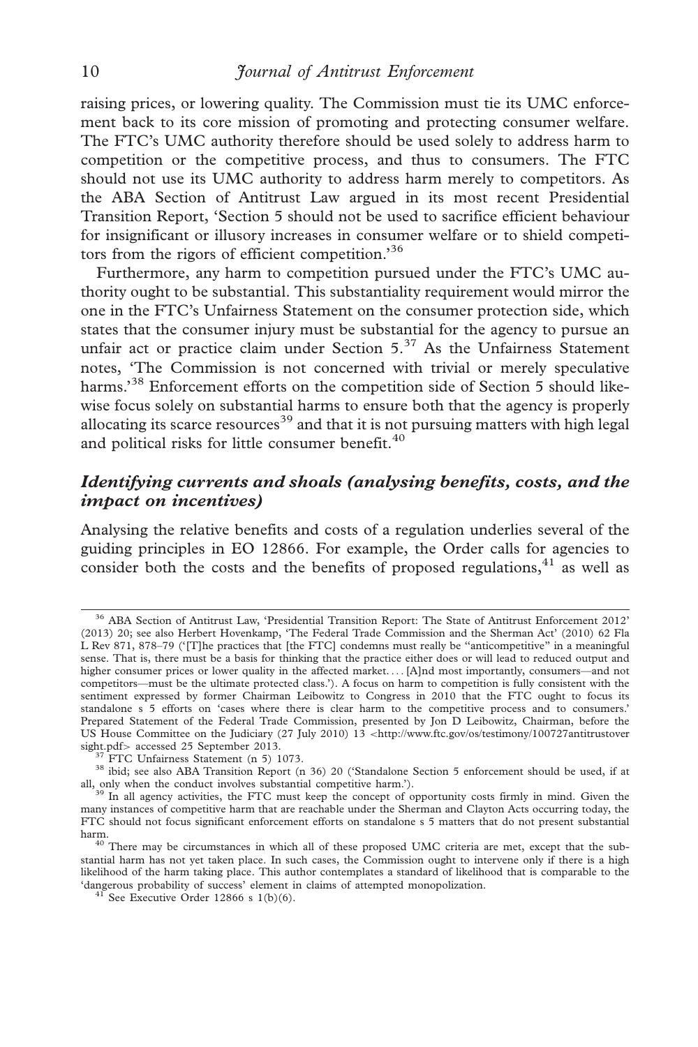raising prices, or lowering quality. The Commission must tie its UMC enforcement back to its core mission of promoting and protecting consumer welfare. The FTC's UMC authority therefore should be used solely to address harm to competition or the competitive process, and thus to consumers. The FTC should not use its UMC authority to address harm merely to competitors. As the ABA Section of Antitrust Law argued in its most recent Presidential Transition Report, 'Section 5 should not be used to sacrifice efficient behaviour for insignificant or illusory increases in consumer welfare or to shield competitors from the rigors of efficient competition.'[36]

Furthermore, any harm to competition pursued under the FTC's UMC authority ought to be substantial. This substantiality requirement would mirror the one in the FTC's Unfairness Statement on the consumer protection side, which states that the consumer injury must be substantial for the agency to pursue an unfair act or practice claim under Section 5.[37] As the Unfairness Statement notes, 'The Commission is not concerned with trivial or merely speculative harms.'[38] Enforcement efforts on the competition side of Section 5 should likewise focus solely on substantial harms to ensure both that the agency is properly allocating its scarce resources[39] and that it is not pursuing matters with high legal and political risks for little consumer benefit.[40]

### *Identifying currents and shoals (analysing benefits, costs, and the impact on incentives)*

Analysing the relative benefits and costs of a regulation underlies several of the guiding principles in EO 12866. For example, the Order calls for agencies to consider both the costs and the benefits of proposed regulations,[41] as well as

---

[36] ABA Section of Antitrust Law, 'Presidential Transition Report: The State of Antitrust Enforcement 2012' (2013) 20; see also Herbert Hovenkamp, 'The Federal Trade Commission and the Sherman Act' (2010) 62 Fla L Rev 871, 878–79 ('[T]he practices that [the FTC] condemns must really be "anticompetitive" in a meaningful sense. That is, there must be a basis for thinking that the practice either does or will lead to reduced output and higher consumer prices or lower quality in the affected market. . . . [A]nd most importantly, consumers—and not competitors—must be the ultimate protected class.'). A focus on harm to competition is fully consistent with the sentiment expressed by former Chairman Leibowitz to Congress in 2010 that the FTC ought to focus its standalone s 5 efforts on 'cases where there is clear harm to the competitive process and to consumers.' Prepared Statement of the Federal Trade Commission, presented by Jon D Leibowitz, Chairman, before the US House Committee on the Judiciary (27 July 2010) 13 <http://www.ftc.gov/os/testimony/100727antitrustoversight.pdf> accessed 25 September 2013.

[37] FTC Unfairness Statement (n 5) 1073.

[38] ibid; see also ABA Transition Report (n 36) 20 ('Standalone Section 5 enforcement should be used, if at all, only when the conduct involves substantial competitive harm.').

[39] In all agency activities, the FTC must keep the concept of opportunity costs firmly in mind. Given the many instances of competitive harm that are reachable under the Sherman and Clayton Acts occurring today, the FTC should not focus significant enforcement efforts on standalone s 5 matters that do not present substantial harm.

[40] There may be circumstances in which all of these proposed UMC criteria are met, except that the substantial harm has not yet taken place. In such cases, the Commission ought to intervene only if there is a high likelihood of the harm taking place. This author contemplates a standard of likelihood that is comparable to the 'dangerous probability of success' element in claims of attempted monopolization.

[41] See Executive Order 12866 s 1(b)(6).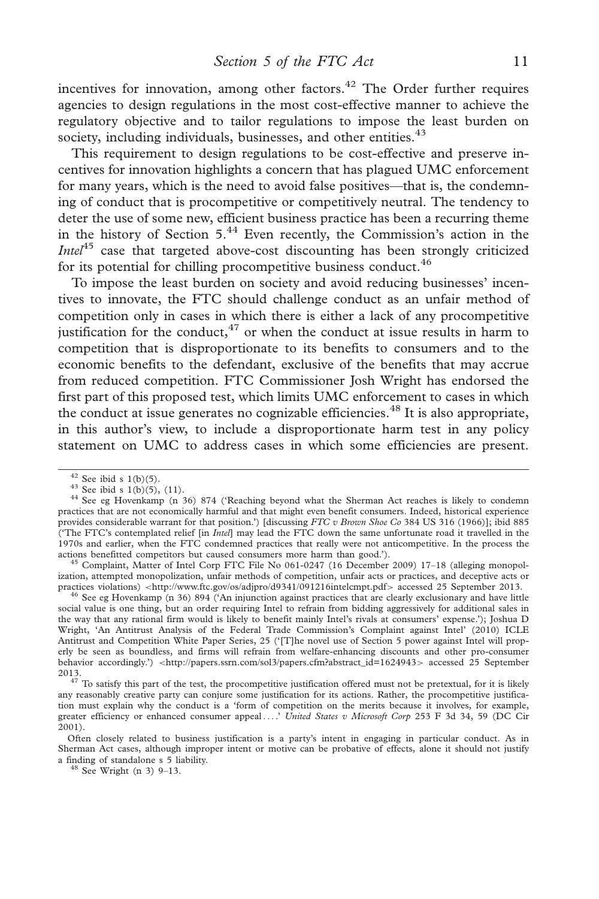incentives for innovation, among other factors.[42] The Order further requires agencies to design regulations in the most cost-effective manner to achieve the regulatory objective and to tailor regulations to impose the least burden on society, including individuals, businesses, and other entities.[43]

This requirement to design regulations to be cost-effective and preserve incentives for innovation highlights a concern that has plagued UMC enforcement for many years, which is the need to avoid false positives—that is, the condemning of conduct that is procompetitive or competitively neutral. The tendency to deter the use of some new, efficient business practice has been a recurring theme in the history of Section 5.[44] Even recently, the Commission's action in the *Intel*[45] case that targeted above-cost discounting has been strongly criticized for its potential for chilling procompetitive business conduct.[46]

To impose the least burden on society and avoid reducing businesses' incentives to innovate, the FTC should challenge conduct as an unfair method of competition only in cases in which there is either a lack of any procompetitive justification for the conduct,[47] or when the conduct at issue results in harm to competition that is disproportionate to its benefits to consumers and to the economic benefits to the defendant, exclusive of the benefits that may accrue from reduced competition. FTC Commissioner Josh Wright has endorsed the first part of this proposed test, which limits UMC enforcement to cases in which the conduct at issue generates no cognizable efficiencies.[48] It is also appropriate, in this author's view, to include a disproportionate harm test in any policy statement on UMC to address cases in which some efficiencies are present.

---

[42] See ibid s 1(b)(5).

[43] See ibid s 1(b)(5), (11).

[44] See eg Hovenkamp (n 36) 874 ('Reaching beyond what the Sherman Act reaches is likely to condemn practices that are not economically harmful and that might even benefit consumers. Indeed, historical experience provides considerable warrant for that position.') [discussing *FTC v Brown Shoe Co* 384 US 316 (1966)]; ibid 885 ('The FTC's contemplated relief [in *Intel*] may lead the FTC down the same unfortunate road it travelled in the 1970s and earlier, when the FTC condemned practices that really were not anticompetitive. In the process the actions benefitted competitors but caused consumers more harm than good.').

[45] Complaint, Matter of Intel Corp FTC File No 061-0247 (16 December 2009) 17–18 (alleging monopolization, attempted monopolization, unfair methods of competition, unfair acts or practices, and deceptive acts or practices violations) <http://www.ftc.gov/os/adjpro/d9341/091216intelcmpt.pdf> accessed 25 September 2013.

[46] See eg Hovenkamp (n 36) 894 ('An injunction against practices that are clearly exclusionary and have little social value is one thing, but an order requiring Intel to refrain from bidding aggressively for additional sales in the way that any rational firm would is likely to benefit mainly Intel's rivals at consumers' expense.'); Joshua D Wright, 'An Antitrust Analysis of the Federal Trade Commission's Complaint against Intel' (2010) ICLE Antitrust and Competition White Paper Series, 25 ('[T]he novel use of Section 5 power against Intel will properly be seen as boundless, and firms will refrain from welfare-enhancing discounts and other pro-consumer behavior accordingly.') <http://papers.ssrn.com/sol3/papers.cfm?abstract_id=1624943> accessed 25 September 2013.

[47] To satisfy this part of the test, the procompetitive justification offered must not be pretextual, for it is likely any reasonably creative party can conjure some justification for its actions. Rather, the procompetitive justification must explain why the conduct is a 'form of competition on the merits because it involves, for example, greater efficiency or enhanced consumer appeal . . . .' *United States v Microsoft Corp* 253 F 3d 34, 59 (DC Cir 2001).

Often closely related to business justification is a party's intent in engaging in particular conduct. As in Sherman Act cases, although improper intent or motive can be probative of effects, alone it should not justify a finding of standalone s 5 liability.

[48] See Wright (n 3) 9–13.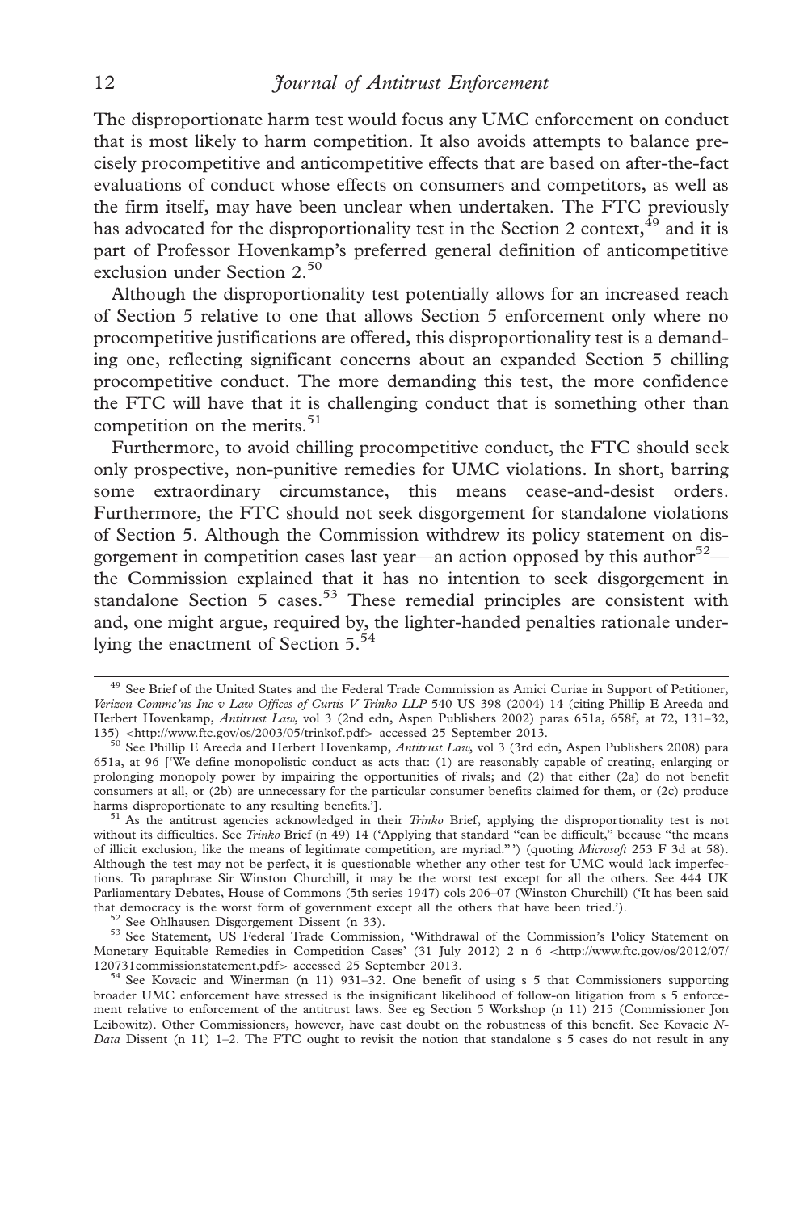The disproportionate harm test would focus any UMC enforcement on conduct that is most likely to harm competition. It also avoids attempts to balance precisely procompetitive and anticompetitive effects that are based on after-the-fact evaluations of conduct whose effects on consumers and competitors, as well as the firm itself, may have been unclear when undertaken. The FTC previously has advocated for the disproportionality test in the Section 2 context,[49] and it is part of Professor Hovenkamp's preferred general definition of anticompetitive exclusion under Section 2.[50]

Although the disproportionality test potentially allows for an increased reach of Section 5 relative to one that allows Section 5 enforcement only where no procompetitive justifications are offered, this disproportionality test is a demanding one, reflecting significant concerns about an expanded Section 5 chilling procompetitive conduct. The more demanding this test, the more confidence the FTC will have that it is challenging conduct that is something other than competition on the merits.[51]

Furthermore, to avoid chilling procompetitive conduct, the FTC should seek only prospective, non-punitive remedies for UMC violations. In short, barring some extraordinary circumstance, this means cease-and-desist orders. Furthermore, the FTC should not seek disgorgement for standalone violations of Section 5. Although the Commission withdrew its policy statement on disgorgement in competition cases last year—an action opposed by this author[52]—the Commission explained that it has no intention to seek disgorgement in standalone Section 5 cases.[53] These remedial principles are consistent with and, one might argue, required by, the lighter-handed penalties rationale underlying the enactment of Section 5.[54]

---

[49] See Brief of the United States and the Federal Trade Commission as Amici Curiae in Support of Petitioner, *Verizon Commc'ns Inc v Law Offices of Curtis V Trinko LLP* 540 US 398 (2004) 14 (citing Phillip E Areeda and Herbert Hovenkamp, *Antitrust Law*, vol 3 (2nd edn, Aspen Publishers 2002) paras 651a, 658f, at 72, 131–32, 135) <http://www.ftc.gov/os/2003/05/trinkof.pdf> accessed 25 September 2013.

[50] See Phillip E Areeda and Herbert Hovenkamp, *Antitrust Law*, vol 3 (3rd edn, Aspen Publishers 2008) para 651a, at 96 ['We define monopolistic conduct as acts that: (1) are reasonably capable of creating, enlarging or prolonging monopoly power by impairing the opportunities of rivals; and (2) that either (2a) do not benefit consumers at all, or (2b) are unnecessary for the particular consumer benefits claimed for them, or (2c) produce harms disproportionate to any resulting benefits.'].

[51] As the antitrust agencies acknowledged in their *Trinko* Brief, applying the disproportionality test is not without its difficulties. See *Trinko* Brief (n 49) 14 ('Applying that standard "can be difficult," because "the means of illicit exclusion, like the means of legitimate competition, are myriad."') (quoting *Microsoft* 253 F 3d at 58). Although the test may not be perfect, it is questionable whether any other test for UMC would lack imperfections. To paraphrase Sir Winston Churchill, it may be the worst test except for all the others. See 444 UK Parliamentary Debates, House of Commons (5th series 1947) cols 206–07 (Winston Churchill) ('It has been said that democracy is the worst form of government except all the others that have been tried.').

[52] See Ohlhausen Disgorgement Dissent (n 33).

[53] See Statement, US Federal Trade Commission, 'Withdrawal of the Commission's Policy Statement on Monetary Equitable Remedies in Competition Cases' (31 July 2012) 2 n 6 <http://www.ftc.gov/os/2012/07/120731commissionstatement.pdf> accessed 25 September 2013.

[54] See Kovacic and Winerman (n 11) 931–32. One benefit of using s 5 that Commissioners supporting broader UMC enforcement have stressed is the insignificant likelihood of follow-on litigation from s 5 enforcement relative to enforcement of the antitrust laws. See eg Section 5 Workshop (n 11) 215 (Commissioner Jon Leibowitz). Other Commissioners, however, have cast doubt on the robustness of this benefit. See Kovacic *N-Data* Dissent (n 11) 1–2. The FTC ought to revisit the notion that standalone s 5 cases do not result in any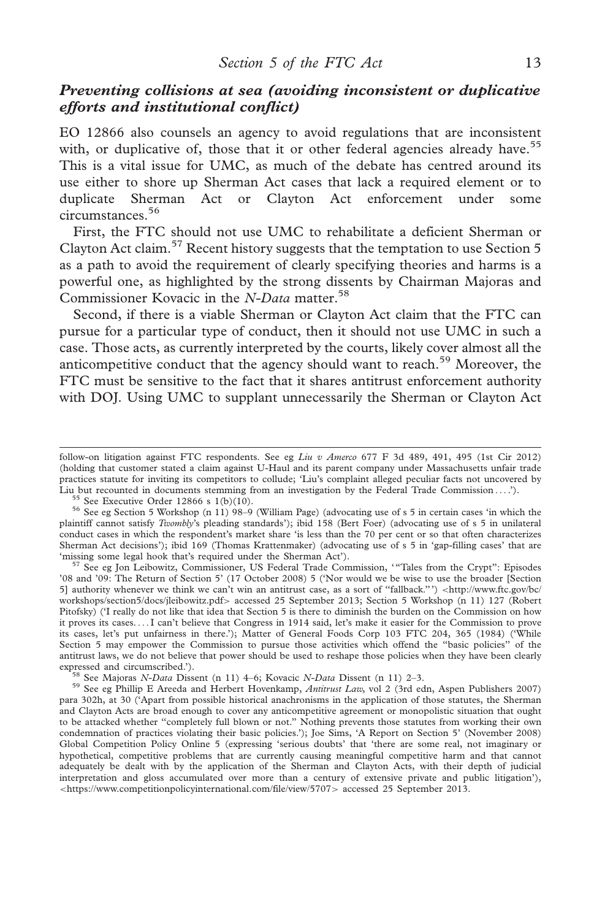### *Preventing collisions at sea (avoiding inconsistent or duplicative efforts and institutional conflict)*

EO 12866 also counsels an agency to avoid regulations that are inconsistent with, or duplicative of, those that it or other federal agencies already have.[55] This is a vital issue for UMC, as much of the debate has centred around its use either to shore up Sherman Act cases that lack a required element or to duplicate Sherman Act or Clayton Act enforcement under some circumstances.[56]

First, the FTC should not use UMC to rehabilitate a deficient Sherman or Clayton Act claim.[57] Recent history suggests that the temptation to use Section 5 as a path to avoid the requirement of clearly specifying theories and harms is a powerful one, as highlighted by the strong dissents by Chairman Majoras and Commissioner Kovacic in the *N-Data* matter.[58]

Second, if there is a viable Sherman or Clayton Act claim that the FTC can pursue for a particular type of conduct, then it should not use UMC in such a case. Those acts, as currently interpreted by the courts, likely cover almost all the anticompetitive conduct that the agency should want to reach.[59] Moreover, the FTC must be sensitive to the fact that it shares antitrust enforcement authority with DOJ. Using UMC to supplant unnecessarily the Sherman or Clayton Act

---

follow-on litigation against FTC respondents. See eg *Liu v Amerco* 677 F 3d 489, 491, 495 (1st Cir 2012) (holding that customer stated a claim against U-Haul and its parent company under Massachusetts unfair trade practices statute for inviting its competitors to collude; 'Liu's complaint alleged peculiar facts not uncovered by Liu but recounted in documents stemming from an investigation by the Federal Trade Commission . . . .').

[55] See Executive Order 12866 s 1(b)(10).

[56] See eg Section 5 Workshop (n 11) 98–9 (William Page) (advocating use of s 5 in certain cases 'in which the plaintiff cannot satisfy *Twombly*'s pleading standards'); ibid 158 (Bert Foer) (advocating use of s 5 in unilateral conduct cases in which the respondent's market share 'is less than the 70 per cent or so that often characterizes Sherman Act decisions'); ibid 169 (Thomas Krattenmaker) (advocating use of s 5 in 'gap-filling cases' that are 'missing some legal hook that's required under the Sherman Act').

[57] See eg Jon Leibowitz, Commissioner, US Federal Trade Commission, '"Tales from the Crypt": Episodes '08 and '09: The Return of Section 5' (17 October 2008) 5 ('Nor would we be wise to use the broader [Section 5] authority whenever we think we can't win an antitrust case, as a sort of "fallback."') <http://www.ftc.gov/bc/workshops/section5/docs/jleibowitz.pdf> accessed 25 September 2013; Section 5 Workshop (n 11) 127 (Robert Pitofsky) ('I really do not like that idea that Section 5 is there to diminish the burden on the Commission on how it proves its cases. . . . I can't believe that Congress in 1914 said, let's make it easier for the Commission to prove its cases, let's put unfairness in there.'); Matter of General Foods Corp 103 FTC 204, 365 (1984) ('While Section 5 may empower the Commission to pursue those activities which offend the "basic policies" of the antitrust laws, we do not believe that power should be used to reshape those policies when they have been clearly expressed and circumscribed.').

[58] See Majoras *N-Data* Dissent (n 11) 4–6; Kovacic *N-Data* Dissent (n 11) 2–3.

[59] See eg Phillip E Areeda and Herbert Hovenkamp, *Antitrust Law*, vol 2 (3rd edn, Aspen Publishers 2007) para 302h, at 30 ('Apart from possible historical anachronisms in the application of those statutes, the Sherman and Clayton Acts are broad enough to cover any anticompetitive agreement or monopolistic situation that ought to be attacked whether "completely full blown or not." Nothing prevents those statutes from working their own condemnation of practices violating their basic policies.'); Joe Sims, 'A Report on Section 5' (November 2008) Global Competition Policy Online 5 (expressing 'serious doubts' that 'there are some real, not imaginary or hypothetical, competitive problems that are currently causing meaningful competitive harm and that cannot adequately be dealt with by the application of the Sherman and Clayton Acts, with their depth of judicial interpretation and gloss accumulated over more than a century of extensive private and public litigation'), <https://www.competitionpolicyinternational.com/file/view/5707> accessed 25 September 2013.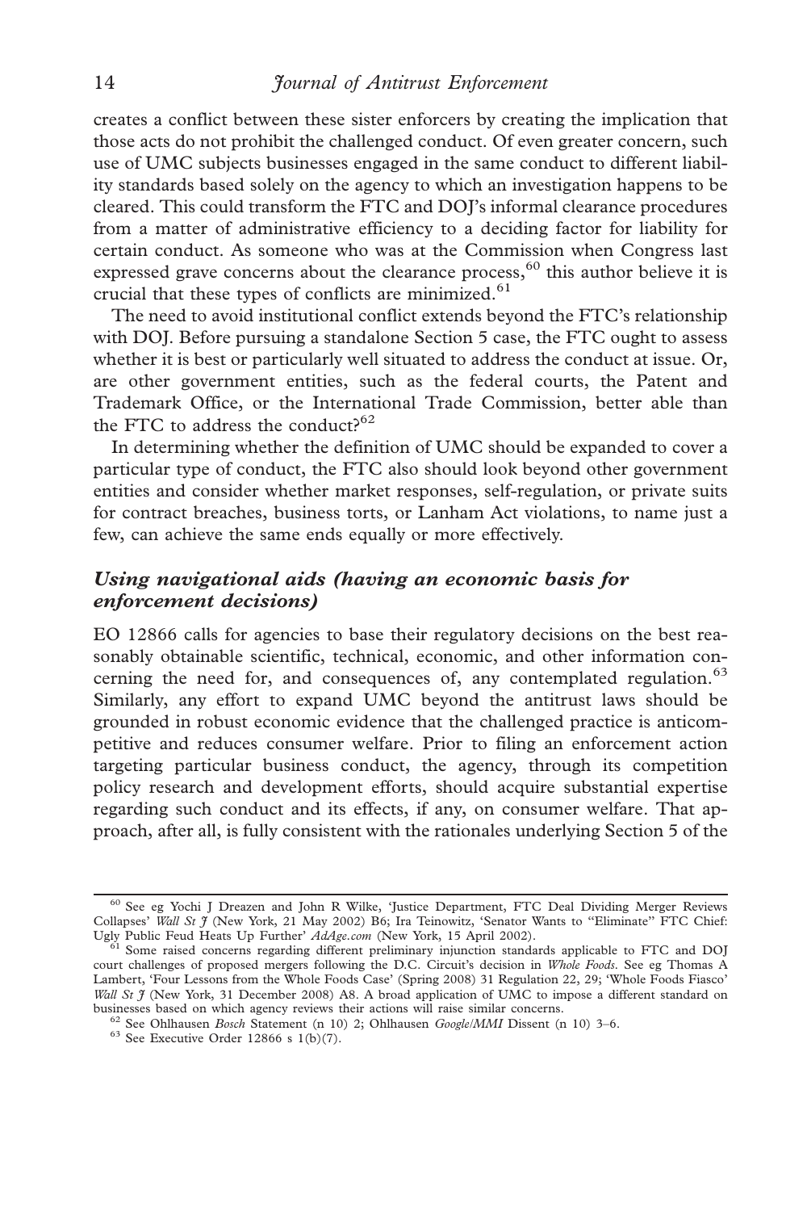creates a conflict between these sister enforcers by creating the implication that those acts do not prohibit the challenged conduct. Of even greater concern, such use of UMC subjects businesses engaged in the same conduct to different liability standards based solely on the agency to which an investigation happens to be cleared. This could transform the FTC and DOJ's informal clearance procedures from a matter of administrative efficiency to a deciding factor for liability for certain conduct. As someone who was at the Commission when Congress last expressed grave concerns about the clearance process,[60] this author believe it is crucial that these types of conflicts are minimized.[61]

The need to avoid institutional conflict extends beyond the FTC's relationship with DOJ. Before pursuing a standalone Section 5 case, the FTC ought to assess whether it is best or particularly well situated to address the conduct at issue. Or, are other government entities, such as the federal courts, the Patent and Trademark Office, or the International Trade Commission, better able than the FTC to address the conduct?[62]

In determining whether the definition of UMC should be expanded to cover a particular type of conduct, the FTC also should look beyond other government entities and consider whether market responses, self-regulation, or private suits for contract breaches, business torts, or Lanham Act violations, to name just a few, can achieve the same ends equally or more effectively.

### *Using navigational aids (having an economic basis for enforcement decisions)*

EO 12866 calls for agencies to base their regulatory decisions on the best reasonably obtainable scientific, technical, economic, and other information concerning the need for, and consequences of, any contemplated regulation.[63] Similarly, any effort to expand UMC beyond the antitrust laws should be grounded in robust economic evidence that the challenged practice is anticompetitive and reduces consumer welfare. Prior to filing an enforcement action targeting particular business conduct, the agency, through its competition policy research and development efforts, should acquire substantial expertise regarding such conduct and its effects, if any, on consumer welfare. That approach, after all, is fully consistent with the rationales underlying Section 5 of the

---

[60] See eg Yochi J Dreazen and John R Wilke, 'Justice Department, FTC Deal Dividing Merger Reviews Collapses' *Wall St J* (New York, 21 May 2002) B6; Ira Teinowitz, 'Senator Wants to "Eliminate" FTC Chief: Ugly Public Feud Heats Up Further' *AdAge.com* (New York, 15 April 2002).

[61] Some raised concerns regarding different preliminary injunction standards applicable to FTC and DOJ court challenges of proposed mergers following the D.C. Circuit's decision in *Whole Foods*. See eg Thomas A Lambert, 'Four Lessons from the Whole Foods Case' (Spring 2008) 31 Regulation 22, 29; 'Whole Foods Fiasco' *Wall St J* (New York, 31 December 2008) A8. A broad application of UMC to impose a different standard on businesses based on which agency reviews their actions will raise similar concerns.

[62] See Ohlhausen *Bosch* Statement (n 10) 2; Ohlhausen *Google/MMI* Dissent (n 10) 3–6.

[63] See Executive Order 12866 s 1(b)(7).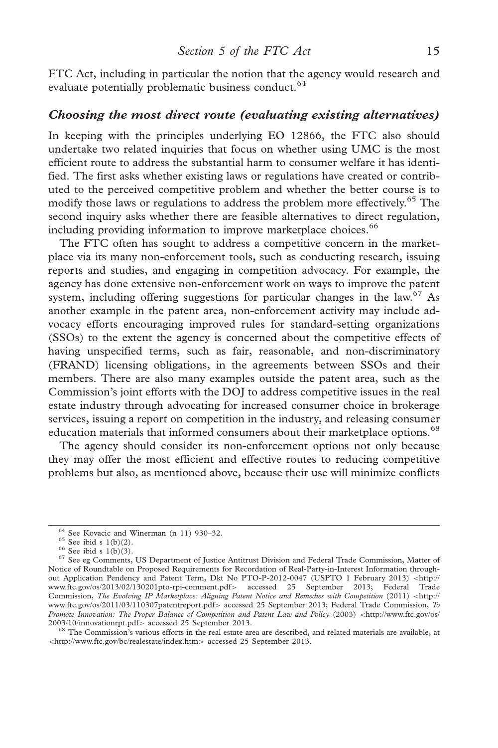FTC Act, including in particular the notion that the agency would research and evaluate potentially problematic business conduct.[64]

### *Choosing the most direct route (evaluating existing alternatives)*

In keeping with the principles underlying EO 12866, the FTC also should undertake two related inquiries that focus on whether using UMC is the most efficient route to address the substantial harm to consumer welfare it has identified. The first asks whether existing laws or regulations have created or contributed to the perceived competitive problem and whether the better course is to modify those laws or regulations to address the problem more effectively.[65] The second inquiry asks whether there are feasible alternatives to direct regulation, including providing information to improve marketplace choices.[66]

The FTC often has sought to address a competitive concern in the marketplace via its many non-enforcement tools, such as conducting research, issuing reports and studies, and engaging in competition advocacy. For example, the agency has done extensive non-enforcement work on ways to improve the patent system, including offering suggestions for particular changes in the law.[67] As another example in the patent area, non-enforcement activity may include advocacy efforts encouraging improved rules for standard-setting organizations (SSOs) to the extent the agency is concerned about the competitive effects of having unspecified terms, such as fair, reasonable, and non-discriminatory (FRAND) licensing obligations, in the agreements between SSOs and their members. There are also many examples outside the patent area, such as the Commission's joint efforts with the DOJ to address competitive issues in the real estate industry through advocating for increased consumer choice in brokerage services, issuing a report on competition in the industry, and releasing consumer education materials that informed consumers about their marketplace options.[68]

The agency should consider its non-enforcement options not only because they may offer the most efficient and effective routes to reducing competitive problems but also, as mentioned above, because their use will minimize conflicts

---

[64] See Kovacic and Winerman (n 11) 930–32.

[65] See ibid s 1(b)(2).

[66] See ibid s 1(b)(3).

[67] See eg Comments, US Department of Justice Antitrust Division and Federal Trade Commission, Matter of Notice of Roundtable on Proposed Requirements for Recordation of Real-Party-in-Interest Information throughout Application Pendency and Patent Term, Dkt No PTO-P-2012-0047 (USPTO 1 February 2013) <http://www.ftc.gov/os/2013/02/130201pto-rpi-comment.pdf> accessed 25 September 2013; Federal Trade Commission, *The Evolving IP Marketplace: Aligning Patent Notice and Remedies with Competition* (2011) <http://www.ftc.gov/os/2011/03/110307patentreport.pdf> accessed 25 September 2013; Federal Trade Commission, *To Promote Innovation: The Proper Balance of Competition and Patent Law and Policy* (2003) <http://www.ftc.gov/os/2003/10/innovationrpt.pdf> accessed 25 September 2013.

[68] The Commission's various efforts in the real estate area are described, and related materials are available, at <http://www.ftc.gov/bc/realestate/index.htm> accessed 25 September 2013.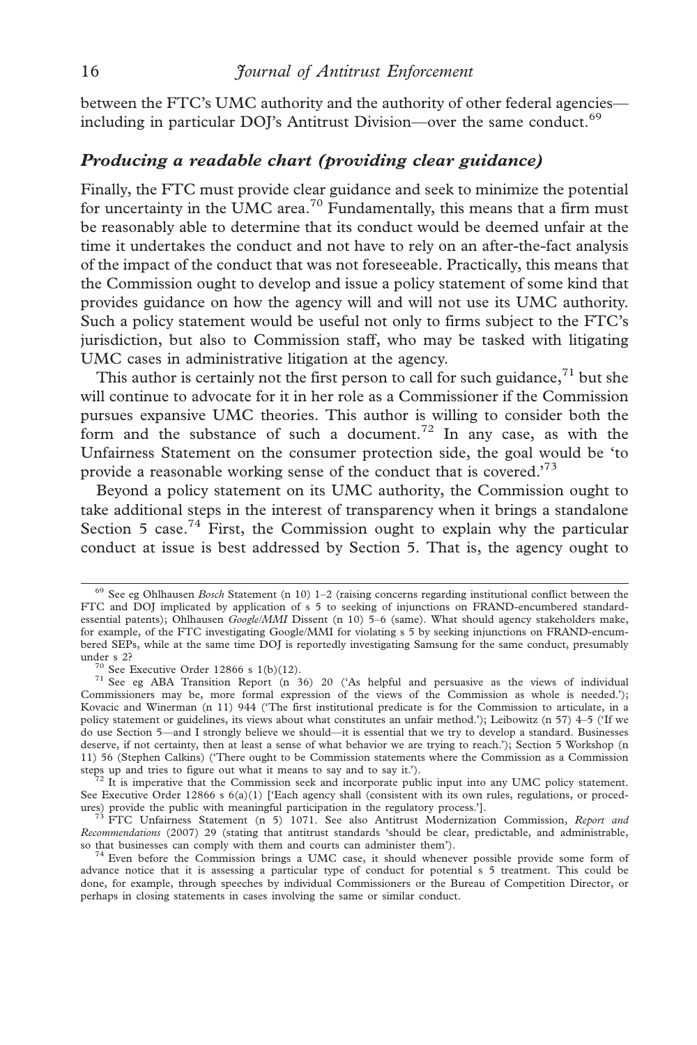between the FTC's UMC authority and the authority of other federal agencies—including in particular DOJ's Antitrust Division—over the same conduct.[69]

### *Producing a readable chart (providing clear guidance)*

Finally, the FTC must provide clear guidance and seek to minimize the potential for uncertainty in the UMC area.[70] Fundamentally, this means that a firm must be reasonably able to determine that its conduct would be deemed unfair at the time it undertakes the conduct and not have to rely on an after-the-fact analysis of the impact of the conduct that was not foreseeable. Practically, this means that the Commission ought to develop and issue a policy statement of some kind that provides guidance on how the agency will and will not use its UMC authority. Such a policy statement would be useful not only to firms subject to the FTC's jurisdiction, but also to Commission staff, who may be tasked with litigating UMC cases in administrative litigation at the agency.

This author is certainly not the first person to call for such guidance,[71] but she will continue to advocate for it in her role as a Commissioner if the Commission pursues expansive UMC theories. This author is willing to consider both the form and the substance of such a document.[72] In any case, as with the Unfairness Statement on the consumer protection side, the goal would be 'to provide a reasonable working sense of the conduct that is covered.'[73]

Beyond a policy statement on its UMC authority, the Commission ought to take additional steps in the interest of transparency when it brings a standalone Section 5 case.[74] First, the Commission ought to explain why the particular conduct at issue is best addressed by Section 5. That is, the agency ought to

---

[69] See eg Ohlhausen *Bosch* Statement (n 10) 1–2 (raising concerns regarding institutional conflict between the FTC and DOJ implicated by application of s 5 to seeking of injunctions on FRAND-encumbered standard-essential patents); Ohlhausen *Google/MMI* Dissent (n 10) 5–6 (same). What should agency stakeholders make, for example, of the FTC investigating Google/MMI for violating s 5 by seeking injunctions on FRAND-encumbered SEPs, while at the same time DOJ is reportedly investigating Samsung for the same conduct, presumably under s 2?

[70] See Executive Order 12866 s 1(b)(12).

[71] See eg ABA Transition Report (n 36) 20 ('As helpful and persuasive as the views of individual Commissioners may be, more formal expression of the views of the Commission as whole is needed.'); Kovacic and Winerman (n 11) 944 ('The first institutional predicate is for the Commission to articulate, in a policy statement or guidelines, its views about what constitutes an unfair method.'); Leibowitz (n 57) 4–5 ('If we do use Section 5—and I strongly believe we should—it is essential that we try to develop a standard. Businesses deserve, if not certainty, then at least a sense of what behavior we are trying to reach.'); Section 5 Workshop (n 11) 56 (Stephen Calkins) ('There ought to be Commission statements where the Commission as a Commission steps up and tries to figure out what it means to say and to say it.').

[72] It is imperative that the Commission seek and incorporate public input into any UMC policy statement. See Executive Order 12866 s 6(a)(1) ['Each agency shall (consistent with its own rules, regulations, or procedures) provide the public with meaningful participation in the regulatory process.'].

[73] FTC Unfairness Statement (n 5) 1071. See also Antitrust Modernization Commission, *Report and Recommendations* (2007) 29 (stating that antitrust standards 'should be clear, predictable, and administrable, so that businesses can comply with them and courts can administer them').

[74] Even before the Commission brings a UMC case, it should whenever possible provide some form of advance notice that it is assessing a particular type of conduct for potential s 5 treatment. This could be done, for example, through speeches by individual Commissioners or the Bureau of Competition Director, or perhaps in closing statements in cases involving the same or similar conduct.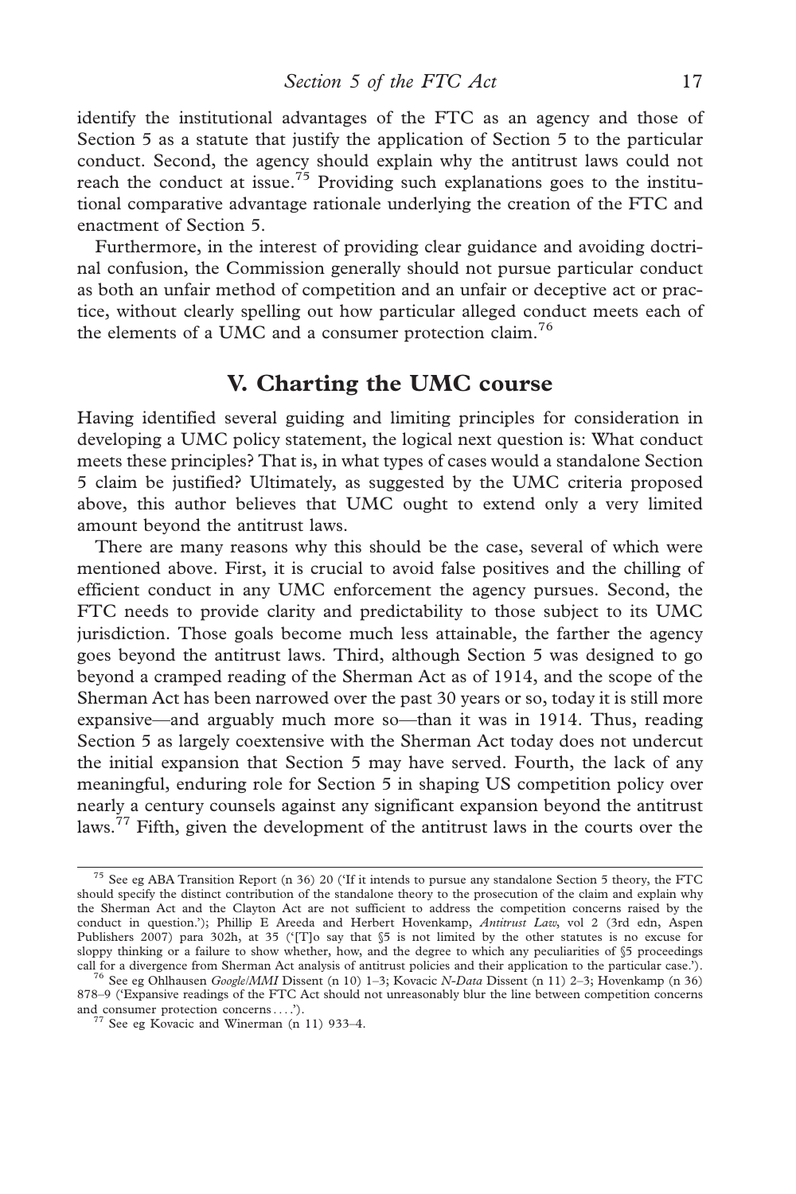identify the institutional advantages of the FTC as an agency and those of Section 5 as a statute that justify the application of Section 5 to the particular conduct. Second, the agency should explain why the antitrust laws could not reach the conduct at issue.[75] Providing such explanations goes to the institutional comparative advantage rationale underlying the creation of the FTC and enactment of Section 5.

Furthermore, in the interest of providing clear guidance and avoiding doctrinal confusion, the Commission generally should not pursue particular conduct as both an unfair method of competition and an unfair or deceptive act or practice, without clearly spelling out how particular alleged conduct meets each of the elements of a UMC and a consumer protection claim.[76]

## V. Charting the UMC course

Having identified several guiding and limiting principles for consideration in developing a UMC policy statement, the logical next question is: What conduct meets these principles? That is, in what types of cases would a standalone Section 5 claim be justified? Ultimately, as suggested by the UMC criteria proposed above, this author believes that UMC ought to extend only a very limited amount beyond the antitrust laws.

There are many reasons why this should be the case, several of which were mentioned above. First, it is crucial to avoid false positives and the chilling of efficient conduct in any UMC enforcement the agency pursues. Second, the FTC needs to provide clarity and predictability to those subject to its UMC jurisdiction. Those goals become much less attainable, the farther the agency goes beyond the antitrust laws. Third, although Section 5 was designed to go beyond a cramped reading of the Sherman Act as of 1914, and the scope of the Sherman Act has been narrowed over the past 30 years or so, today it is still more expansive—and arguably much more so—than it was in 1914. Thus, reading Section 5 as largely coextensive with the Sherman Act today does not undercut the initial expansion that Section 5 may have served. Fourth, the lack of any meaningful, enduring role for Section 5 in shaping US competition policy over nearly a century counsels against any significant expansion beyond the antitrust laws.[77] Fifth, given the development of the antitrust laws in the courts over the

---

[75] See eg ABA Transition Report (n 36) 20 ('If it intends to pursue any standalone Section 5 theory, the FTC should specify the distinct contribution of the standalone theory to the prosecution of the claim and explain why the Sherman Act and the Clayton Act are not sufficient to address the competition concerns raised by the conduct in question.'); Phillip E Areeda and Herbert Hovenkamp, *Antitrust Law*, vol 2 (3rd edn, Aspen Publishers 2007) para 302h, at 35 ('[T]o say that §5 is not limited by the other statutes is no excuse for sloppy thinking or a failure to show whether, how, and the degree to which any peculiarities of §5 proceedings call for a divergence from Sherman Act analysis of antitrust policies and their application to the particular case.').

[76] See eg Ohlhausen *Google/MMI* Dissent (n 10) 1–3; Kovacic *N-Data* Dissent (n 11) 2–3; Hovenkamp (n 36) 878–9 ('Expansive readings of the FTC Act should not unreasonably blur the line between competition concerns and consumer protection concerns . . . .').

[77] See eg Kovacic and Winerman (n 11) 933–4.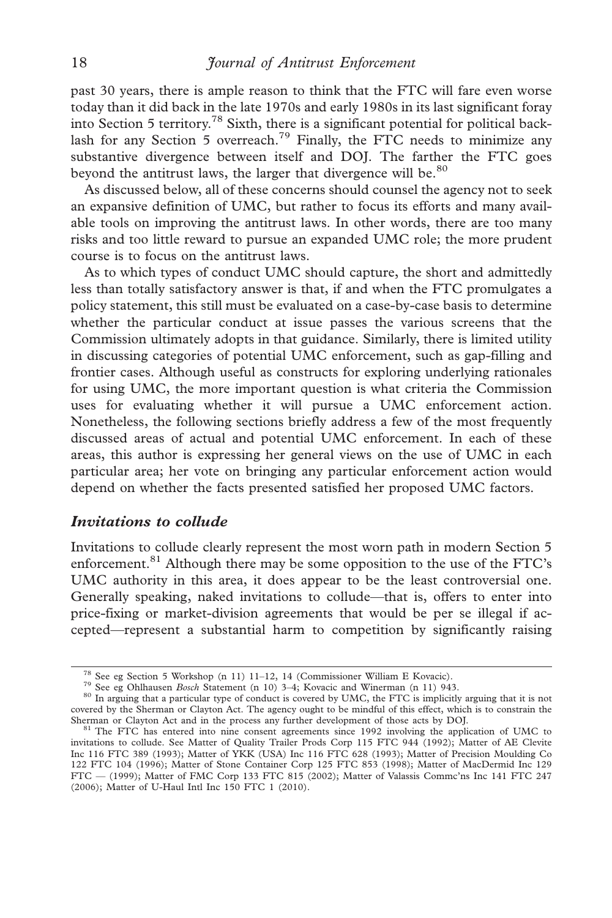past 30 years, there is ample reason to think that the FTC will fare even worse today than it did back in the late 1970s and early 1980s in its last significant foray into Section 5 territory.[78] Sixth, there is a significant potential for political backlash for any Section 5 overreach.[79] Finally, the FTC needs to minimize any substantive divergence between itself and DOJ. The farther the FTC goes beyond the antitrust laws, the larger that divergence will be.[80]

As discussed below, all of these concerns should counsel the agency not to seek an expansive definition of UMC, but rather to focus its efforts and many available tools on improving the antitrust laws. In other words, there are too many risks and too little reward to pursue an expanded UMC role; the more prudent course is to focus on the antitrust laws.

As to which types of conduct UMC should capture, the short and admittedly less than totally satisfactory answer is that, if and when the FTC promulgates a policy statement, this still must be evaluated on a case-by-case basis to determine whether the particular conduct at issue passes the various screens that the Commission ultimately adopts in that guidance. Similarly, there is limited utility in discussing categories of potential UMC enforcement, such as gap-filling and frontier cases. Although useful as constructs for exploring underlying rationales for using UMC, the more important question is what criteria the Commission uses for evaluating whether it will pursue a UMC enforcement action. Nonetheless, the following sections briefly address a few of the most frequently discussed areas of actual and potential UMC enforcement. In each of these areas, this author is expressing her general views on the use of UMC in each particular area; her vote on bringing any particular enforcement action would depend on whether the facts presented satisfied her proposed UMC factors.

### *Invitations to collude*

Invitations to collude clearly represent the most worn path in modern Section 5 enforcement.[81] Although there may be some opposition to the use of the FTC's UMC authority in this area, it does appear to be the least controversial one. Generally speaking, naked invitations to collude—that is, offers to enter into price-fixing or market-division agreements that would be per se illegal if accepted—represent a substantial harm to competition by significantly raising

---

[78] See eg Section 5 Workshop (n 11) 11–12, 14 (Commissioner William E Kovacic).

[79] See eg Ohlhausen *Bosch* Statement (n 10) 3–4; Kovacic and Winerman (n 11) 943.

[80] In arguing that a particular type of conduct is covered by UMC, the FTC is implicitly arguing that it is not covered by the Sherman or Clayton Act. The agency ought to be mindful of this effect, which is to constrain the Sherman or Clayton Act and in the process any further development of those acts by DOJ.

[81] The FTC has entered into nine consent agreements since 1992 involving the application of UMC to invitations to collude. See Matter of Quality Trailer Prods Corp 115 FTC 944 (1992); Matter of AE Clevite Inc 116 FTC 389 (1993); Matter of YKK (USA) Inc 116 FTC 628 (1993); Matter of Precision Moulding Co 122 FTC 104 (1996); Matter of Stone Container Corp 125 FTC 853 (1998); Matter of MacDermid Inc 129 FTC — (1999); Matter of FMC Corp 133 FTC 815 (2002); Matter of Valassis Commc'ns Inc 141 FTC 247 (2006); Matter of U-Haul Intl Inc 150 FTC 1 (2010).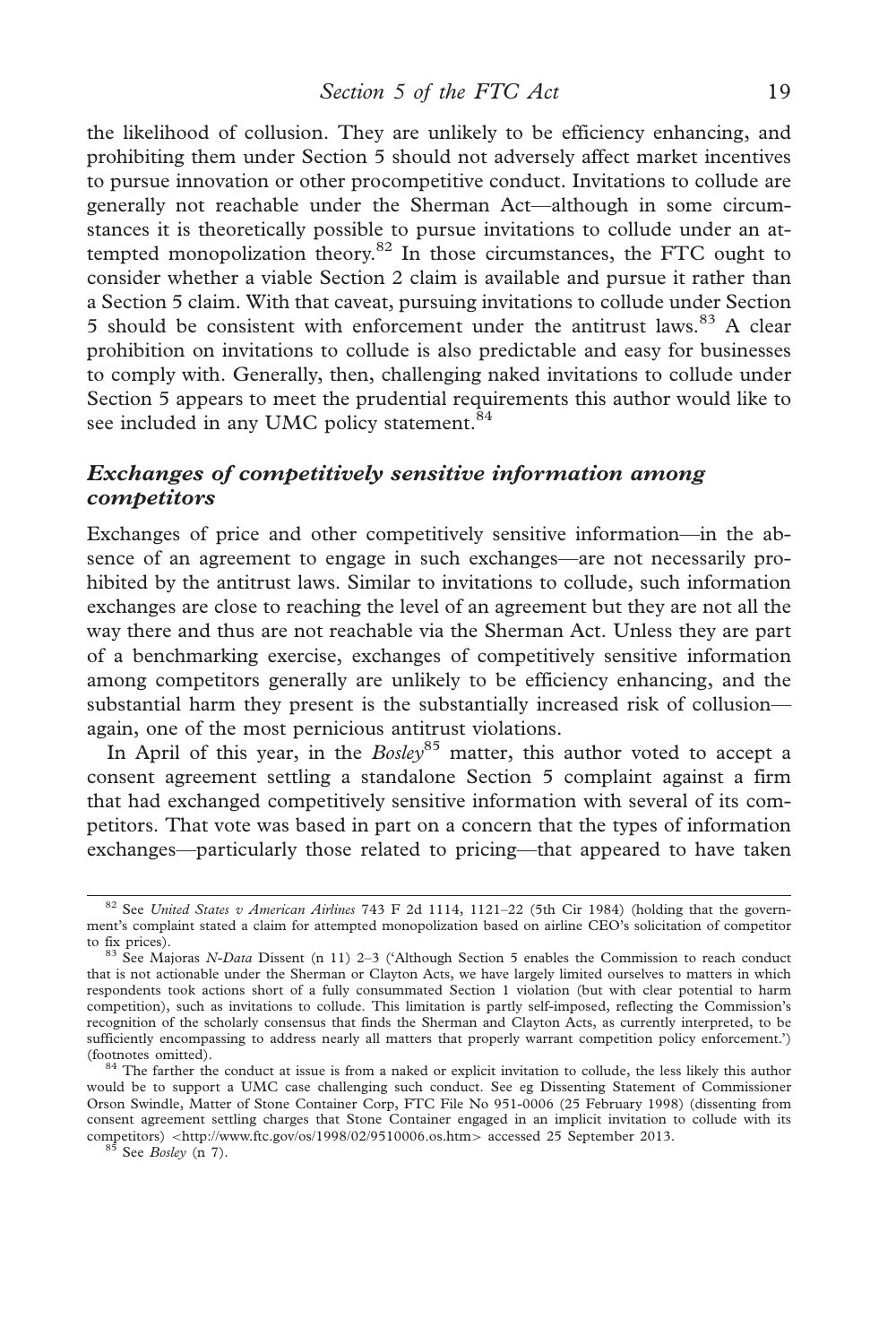the likelihood of collusion. They are unlikely to be efficiency enhancing, and prohibiting them under Section 5 should not adversely affect market incentives to pursue innovation or other procompetitive conduct. Invitations to collude are generally not reachable under the Sherman Act—although in some circumstances it is theoretically possible to pursue invitations to collude under an attempted monopolization theory.[82] In those circumstances, the FTC ought to consider whether a viable Section 2 claim is available and pursue it rather than a Section 5 claim. With that caveat, pursuing invitations to collude under Section 5 should be consistent with enforcement under the antitrust laws.[83] A clear prohibition on invitations to collude is also predictable and easy for businesses to comply with. Generally, then, challenging naked invitations to collude under Section 5 appears to meet the prudential requirements this author would like to see included in any UMC policy statement.[84]

### *Exchanges of competitively sensitive information among competitors*

Exchanges of price and other competitively sensitive information—in the absence of an agreement to engage in such exchanges—are not necessarily prohibited by the antitrust laws. Similar to invitations to collude, such information exchanges are close to reaching the level of an agreement but they are not all the way there and thus are not reachable via the Sherman Act. Unless they are part of a benchmarking exercise, exchanges of competitively sensitive information among competitors generally are unlikely to be efficiency enhancing, and the substantial harm they present is the substantially increased risk of collusion—again, one of the most pernicious antitrust violations.

In April of this year, in the *Bosley*[85] matter, this author voted to accept a consent agreement settling a standalone Section 5 complaint against a firm that had exchanged competitively sensitive information with several of its competitors. That vote was based in part on a concern that the types of information exchanges—particularly those related to pricing—that appeared to have taken

---

[82] See *United States v American Airlines* 743 F 2d 1114, 1121–22 (5th Cir 1984) (holding that the government's complaint stated a claim for attempted monopolization based on airline CEO's solicitation of competitor to fix prices).

[83] See Majoras *N-Data* Dissent (n 11) 2–3 ('Although Section 5 enables the Commission to reach conduct that is not actionable under the Sherman or Clayton Acts, we have largely limited ourselves to matters in which respondents took actions short of a fully consummated Section 1 violation (but with clear potential to harm competition), such as invitations to collude. This limitation is partly self-imposed, reflecting the Commission's recognition of the scholarly consensus that finds the Sherman and Clayton Acts, as currently interpreted, to be sufficiently encompassing to address nearly all matters that properly warrant competition policy enforcement.') (footnotes omitted).

[84] The farther the conduct at issue is from a naked or explicit invitation to collude, the less likely this author would be to support a UMC case challenging such conduct. See eg Dissenting Statement of Commissioner Orson Swindle, Matter of Stone Container Corp, FTC File No 951-0006 (25 February 1998) (dissenting from consent agreement settling charges that Stone Container engaged in an implicit invitation to collude with its competitors) <http://www.ftc.gov/os/1998/02/9510006.os.htm> accessed 25 September 2013.

[85] See *Bosley* (n 7).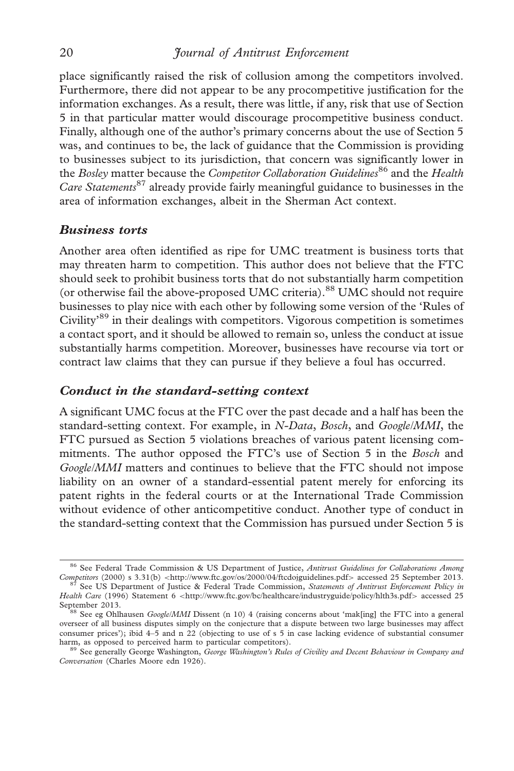place significantly raised the risk of collusion among the competitors involved. Furthermore, there did not appear to be any procompetitive justification for the information exchanges. As a result, there was little, if any, risk that use of Section 5 in that particular matter would discourage procompetitive business conduct. Finally, although one of the author's primary concerns about the use of Section 5 was, and continues to be, the lack of guidance that the Commission is providing to businesses subject to its jurisdiction, that concern was significantly lower in the *Bosley* matter because the *Competitor Collaboration Guidelines*[86] and the *Health Care Statements*[87] already provide fairly meaningful guidance to businesses in the area of information exchanges, albeit in the Sherman Act context.

### *Business torts*

Another area often identified as ripe for UMC treatment is business torts that may threaten harm to competition. This author does not believe that the FTC should seek to prohibit business torts that do not substantially harm competition (or otherwise fail the above-proposed UMC criteria).[88] UMC should not require businesses to play nice with each other by following some version of the 'Rules of Civility'[89] in their dealings with competitors. Vigorous competition is sometimes a contact sport, and it should be allowed to remain so, unless the conduct at issue substantially harms competition. Moreover, businesses have recourse via tort or contract law claims that they can pursue if they believe a foul has occurred.

### *Conduct in the standard-setting context*

A significant UMC focus at the FTC over the past decade and a half has been the standard-setting context. For example, in *N-Data*, *Bosch*, and *Google/MMI*, the FTC pursued as Section 5 violations breaches of various patent licensing commitments. The author opposed the FTC's use of Section 5 in the *Bosch* and *Google/MMI* matters and continues to believe that the FTC should not impose liability on an owner of a standard-essential patent merely for enforcing its patent rights in the federal courts or at the International Trade Commission without evidence of other anticompetitive conduct. Another type of conduct in the standard-setting context that the Commission has pursued under Section 5 is

---

[86] See Federal Trade Commission & US Department of Justice, *Antitrust Guidelines for Collaborations Among Competitors* (2000) s 3.31(b) <http://www.ftc.gov/os/2000/04/ftcdojguidelines.pdf> accessed 25 September 2013.

[87] See US Department of Justice & Federal Trade Commission, *Statements of Antitrust Enforcement Policy in Health Care* (1996) Statement 6 <http://www.ftc.gov/bc/healthcare/industryguide/policy/hlth3s.pdf> accessed 25 September 2013.

[88] See eg Ohlhausen *Google/MMI* Dissent (n 10) 4 (raising concerns about 'mak[ing] the FTC into a general overseer of all business disputes simply on the conjecture that a dispute between two large businesses may affect consumer prices'); ibid 4–5 and n 22 (objecting to use of s 5 in case lacking evidence of substantial consumer harm, as opposed to perceived harm to particular competitors).

[89] See generally George Washington, *George Washington's Rules of Civility and Decent Behaviour in Company and Conversation* (Charles Moore edn 1926).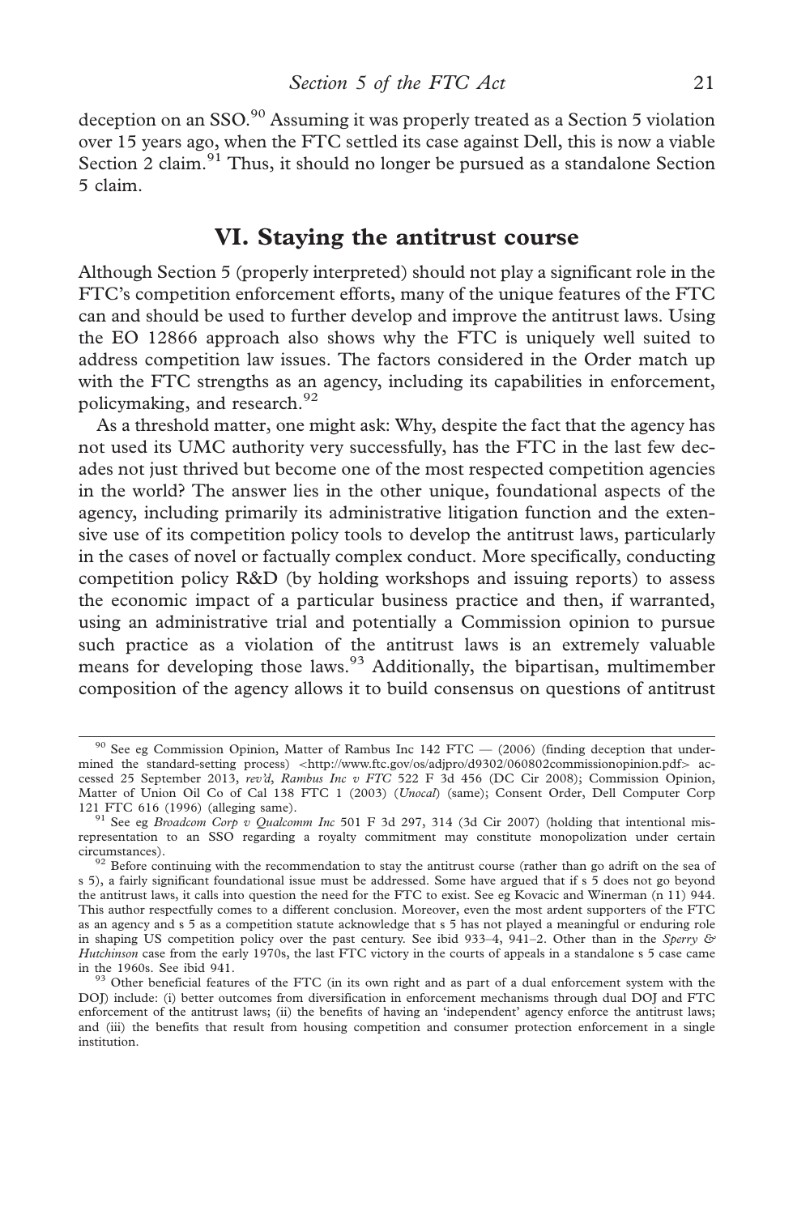deception on an SSO.[90] Assuming it was properly treated as a Section 5 violation over 15 years ago, when the FTC settled its case against Dell, this is now a viable Section 2 claim.[91] Thus, it should no longer be pursued as a standalone Section 5 claim.

## VI. Staying the antitrust course

Although Section 5 (properly interpreted) should not play a significant role in the FTC's competition enforcement efforts, many of the unique features of the FTC can and should be used to further develop and improve the antitrust laws. Using the EO 12866 approach also shows why the FTC is uniquely well suited to address competition law issues. The factors considered in the Order match up with the FTC strengths as an agency, including its capabilities in enforcement, policymaking, and research.[92]

As a threshold matter, one might ask: Why, despite the fact that the agency has not used its UMC authority very successfully, has the FTC in the last few decades not just thrived but become one of the most respected competition agencies in the world? The answer lies in the other unique, foundational aspects of the agency, including primarily its administrative litigation function and the extensive use of its competition policy tools to develop the antitrust laws, particularly in the cases of novel or factually complex conduct. More specifically, conducting competition policy R&D (by holding workshops and issuing reports) to assess the economic impact of a particular business practice and then, if warranted, using an administrative trial and potentially a Commission opinion to pursue such practice as a violation of the antitrust laws is an extremely valuable means for developing those laws.[93] Additionally, the bipartisan, multimember composition of the agency allows it to build consensus on questions of antitrust

---

[90] See eg Commission Opinion, Matter of Rambus Inc 142 FTC — (2006) (finding deception that undermined the standard-setting process) <http://www.ftc.gov/os/adjpro/d9302/060802commissionopinion.pdf> accessed 25 September 2013, *rev'd*, *Rambus Inc v FTC* 522 F 3d 456 (DC Cir 2008); Commission Opinion, Matter of Union Oil Co of Cal 138 FTC 1 (2003) (*Unocal*) (same); Consent Order, Dell Computer Corp 121 FTC 616 (1996) (alleging same).

[91] See eg *Broadcom Corp v Qualcomm Inc* 501 F 3d 297, 314 (3d Cir 2007) (holding that intentional misrepresentation to an SSO regarding a royalty commitment may constitute monopolization under certain circumstances).

[92] Before continuing with the recommendation to stay the antitrust course (rather than go adrift on the sea of s 5), a fairly significant foundational issue must be addressed. Some have argued that if s 5 does not go beyond the antitrust laws, it calls into question the need for the FTC to exist. See eg Kovacic and Winerman (n 11) 944. This author respectfully comes to a different conclusion. Moreover, even the most ardent supporters of the FTC as an agency and s 5 as a competition statute acknowledge that s 5 has not played a meaningful or enduring role in shaping US competition policy over the past century. See ibid 933–4, 941–2. Other than in the *Sperry & Hutchinson* case from the early 1970s, the last FTC victory in the courts of appeals in a standalone s 5 case came in the 1960s. See ibid 941.

[93] Other beneficial features of the FTC (in its own right and as part of a dual enforcement system with the DOJ) include: (i) better outcomes from diversification in enforcement mechanisms through dual DOJ and FTC enforcement of the antitrust laws; (ii) the benefits of having an 'independent' agency enforce the antitrust laws; and (iii) the benefits that result from housing competition and consumer protection enforcement in a single institution.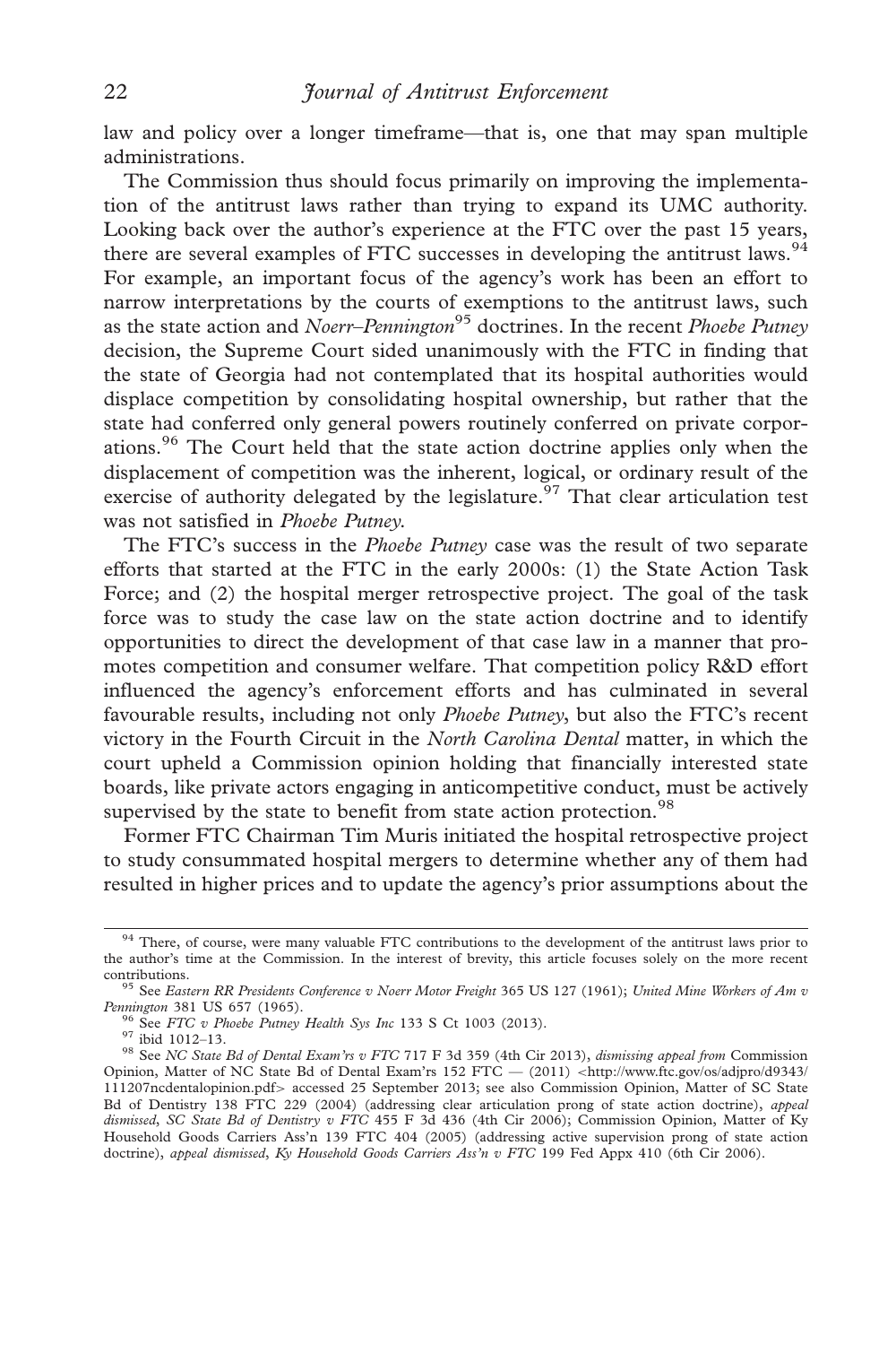law and policy over a longer timeframe—that is, one that may span multiple administrations.

The Commission thus should focus primarily on improving the implementation of the antitrust laws rather than trying to expand its UMC authority. Looking back over the author's experience at the FTC over the past 15 years, there are several examples of FTC successes in developing the antitrust laws.[94] For example, an important focus of the agency's work has been an effort to narrow interpretations by the courts of exemptions to the antitrust laws, such as the state action and *Noerr–Pennington*[95] doctrines. In the recent *Phoebe Putney* decision, the Supreme Court sided unanimously with the FTC in finding that the state of Georgia had not contemplated that its hospital authorities would displace competition by consolidating hospital ownership, but rather that the state had conferred only general powers routinely conferred on private corporations.[96] The Court held that the state action doctrine applies only when the displacement of competition was the inherent, logical, or ordinary result of the exercise of authority delegated by the legislature.[97] That clear articulation test was not satisfied in *Phoebe Putney*.

The FTC's success in the *Phoebe Putney* case was the result of two separate efforts that started at the FTC in the early 2000s: (1) the State Action Task Force; and (2) the hospital merger retrospective project. The goal of the task force was to study the case law on the state action doctrine and to identify opportunities to direct the development of that case law in a manner that promotes competition and consumer welfare. That competition policy R&D effort influenced the agency's enforcement efforts and has culminated in several favourable results, including not only *Phoebe Putney*, but also the FTC's recent victory in the Fourth Circuit in the *North Carolina Dental* matter, in which the court upheld a Commission opinion holding that financially interested state boards, like private actors engaging in anticompetitive conduct, must be actively supervised by the state to benefit from state action protection.[98]

Former FTC Chairman Tim Muris initiated the hospital retrospective project to study consummated hospital mergers to determine whether any of them had resulted in higher prices and to update the agency's prior assumptions about the

---

[94] There, of course, were many valuable FTC contributions to the development of the antitrust laws prior to the author's time at the Commission. In the interest of brevity, this article focuses solely on the more recent contributions.

[95] See *Eastern RR Presidents Conference v Noerr Motor Freight* 365 US 127 (1961); *United Mine Workers of Am v Pennington* 381 US 657 (1965).

[96] See *FTC v Phoebe Putney Health Sys Inc* 133 S Ct 1003 (2013).

[97] ibid 1012–13.

[98] See *NC State Bd of Dental Exam'rs v FTC* 717 F 3d 359 (4th Cir 2013), *dismissing appeal from* Commission Opinion, Matter of NC State Bd of Dental Exam'rs 152 FTC — (2011) <http://www.ftc.gov/os/adjpro/d9343/111207ncdentalopinion.pdf> accessed 25 September 2013; see also Commission Opinion, Matter of SC State Bd of Dentistry 138 FTC 229 (2004) (addressing clear articulation prong of state action doctrine), *appeal dismissed*, *SC State Bd of Dentistry v FTC* 455 F 3d 436 (4th Cir 2006); Commission Opinion, Matter of Ky Household Goods Carriers Ass'n 139 FTC 404 (2005) (addressing active supervision prong of state action doctrine), *appeal dismissed*, *Ky Household Goods Carriers Ass'n v FTC* 199 Fed Appx 410 (6th Cir 2006).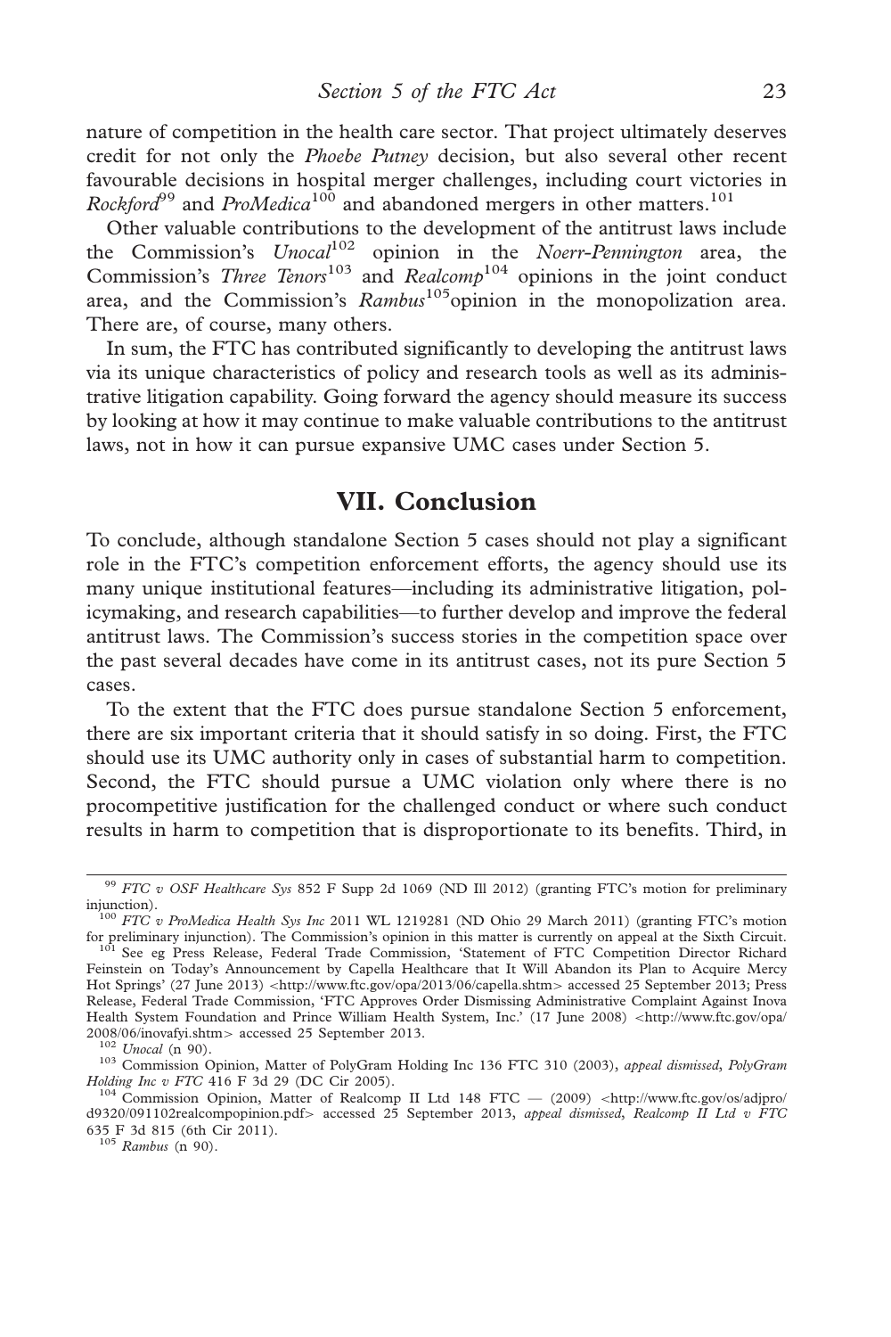nature of competition in the health care sector. That project ultimately deserves credit for not only the *Phoebe Putney* decision, but also several other recent favourable decisions in hospital merger challenges, including court victories in *Rockford*[99] and *ProMedica*[100] and abandoned mergers in other matters.[101]

Other valuable contributions to the development of the antitrust laws include the Commission's *Unocal*[102] opinion in the *Noerr-Pennington* area, the Commission's *Three Tenors*[103] and *Realcomp*[104] opinions in the joint conduct area, and the Commission's *Rambus*[105] opinion in the monopolization area. There are, of course, many others.

In sum, the FTC has contributed significantly to developing the antitrust laws via its unique characteristics of policy and research tools as well as its administrative litigation capability. Going forward the agency should measure its success by looking at how it may continue to make valuable contributions to the antitrust laws, not in how it can pursue expansive UMC cases under Section 5.

## VII. Conclusion

To conclude, although standalone Section 5 cases should not play a significant role in the FTC's competition enforcement efforts, the agency should use its many unique institutional features—including its administrative litigation, policymaking, and research capabilities—to further develop and improve the federal antitrust laws. The Commission's success stories in the competition space over the past several decades have come in its antitrust cases, not its pure Section 5 cases.

To the extent that the FTC does pursue standalone Section 5 enforcement, there are six important criteria that it should satisfy in so doing. First, the FTC should use its UMC authority only in cases of substantial harm to competition. Second, the FTC should pursue a UMC violation only where there is no procompetitive justification for the challenged conduct or where such conduct results in harm to competition that is disproportionate to its benefits. Third, in

---

[99] *FTC v OSF Healthcare Sys* 852 F Supp 2d 1069 (ND Ill 2012) (granting FTC's motion for preliminary injunction).

[100] *FTC v ProMedica Health Sys Inc* 2011 WL 1219281 (ND Ohio 29 March 2011) (granting FTC's motion for preliminary injunction). The Commission's opinion in this matter is currently on appeal at the Sixth Circuit.

[101] See eg Press Release, Federal Trade Commission, 'Statement of FTC Competition Director Richard Feinstein on Today's Announcement by Capella Healthcare that It Will Abandon its Plan to Acquire Mercy Hot Springs' (27 June 2013) <http://www.ftc.gov/opa/2013/06/capella.shtm> accessed 25 September 2013; Press Release, Federal Trade Commission, 'FTC Approves Order Dismissing Administrative Complaint Against Inova Health System Foundation and Prince William Health System, Inc.' (17 June 2008) <http://www.ftc.gov/opa/2008/06/inovafyi.shtm> accessed 25 September 2013.

[102] *Unocal* (n 90).

[103] Commission Opinion, Matter of PolyGram Holding Inc 136 FTC 310 (2003), *appeal dismissed*, *PolyGram Holding Inc v FTC* 416 F 3d 29 (DC Cir 2005).

[104] Commission Opinion, Matter of Realcomp II Ltd 148 FTC — (2009) <http://www.ftc.gov/os/adjpro/d9320/091102realcompopinion.pdf> accessed 25 September 2013, *appeal dismissed*, *Realcomp II Ltd v FTC* 635 F 3d 815 (6th Cir 2011).

[105] *Rambus* (n 90).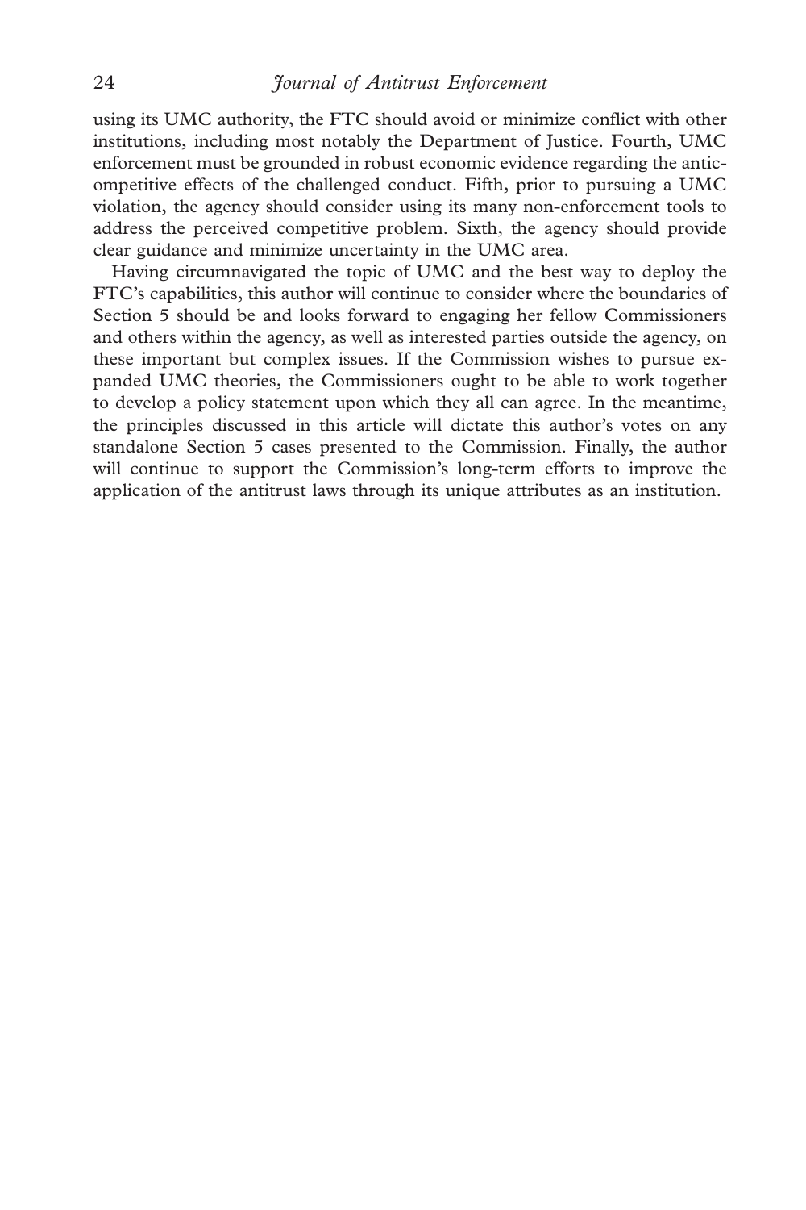using its UMC authority, the FTC should avoid or minimize conflict with other institutions, including most notably the Department of Justice. Fourth, UMC enforcement must be grounded in robust economic evidence regarding the anticompetitive effects of the challenged conduct. Fifth, prior to pursuing a UMC violation, the agency should consider using its many non-enforcement tools to address the perceived competitive problem. Sixth, the agency should provide clear guidance and minimize uncertainty in the UMC area.

Having circumnavigated the topic of UMC and the best way to deploy the FTC's capabilities, this author will continue to consider where the boundaries of Section 5 should be and looks forward to engaging her fellow Commissioners and others within the agency, as well as interested parties outside the agency, on these important but complex issues. If the Commission wishes to pursue expanded UMC theories, the Commissioners ought to be able to work together to develop a policy statement upon which they all can agree. In the meantime, the principles discussed in this article will dictate this author's votes on any standalone Section 5 cases presented to the Commission. Finally, the author will continue to support the Commission's long-term efforts to improve the application of the antitrust laws through its unique attributes as an institution.